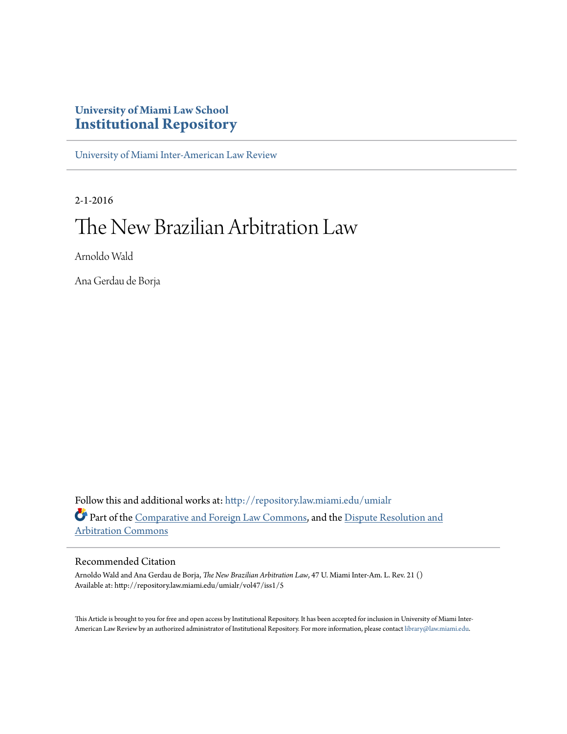**University of Miami Law School**
**Institutional Repository**

University of Miami Inter-American Law Review

2-1-2016

# The New Brazilian Arbitration Law

Arnoldo Wald

Ana Gerdau de Borja

Follow this and additional works at: http://repository.law.miami.edu/umialr

Part of the Comparative and Foreign Law Commons, and the Dispute Resolution and Arbitration Commons

## Recommended Citation

Arnoldo Wald and Ana Gerdau de Borja, *The New Brazilian Arbitration Law*, 47 U. Miami Inter-Am. L. Rev. 21 ()
Available at: http://repository.law.miami.edu/umialr/vol47/iss1/5

This Article is brought to you for free and open access by Institutional Repository. It has been accepted for inclusion in University of Miami Inter-American Law Review by an authorized administrator of Institutional Repository. For more information, please contact library@law.miami.edu.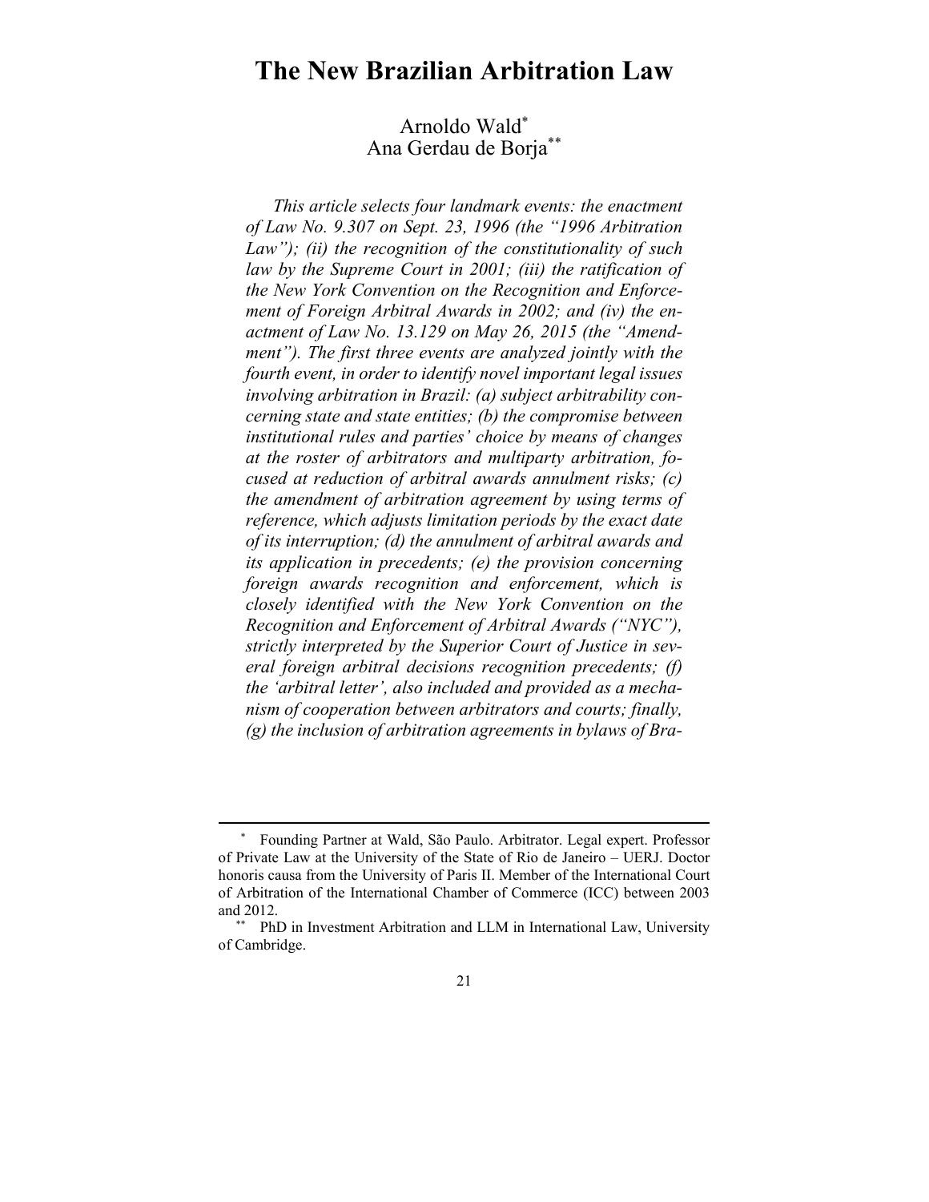# The New Brazilian Arbitration Law

Arnoldo Wald[*]
Ana Gerdau de Borja[**]

*This article selects four landmark events: the enactment of Law No. 9.307 on Sept. 23, 1996 (the "1996 Arbitration Law"); (ii) the recognition of the constitutionality of such law by the Supreme Court in 2001; (iii) the ratification of the New York Convention on the Recognition and Enforcement of Foreign Arbitral Awards in 2002; and (iv) the enactment of Law No. 13.129 on May 26, 2015 (the "Amendment"). The first three events are analyzed jointly with the fourth event, in order to identify novel important legal issues involving arbitration in Brazil: (a) subject arbitrability concerning state and state entities; (b) the compromise between institutional rules and parties' choice by means of changes at the roster of arbitrators and multiparty arbitration, focused at reduction of arbitral awards annulment risks; (c) the amendment of arbitration agreement by using terms of reference, which adjusts limitation periods by the exact date of its interruption; (d) the annulment of arbitral awards and its application in precedents; (e) the provision concerning foreign awards recognition and enforcement, which is closely identified with the New York Convention on the Recognition and Enforcement of Arbitral Awards ("NYC"), strictly interpreted by the Superior Court of Justice in several foreign arbitral decisions recognition precedents; (f) the 'arbitral letter', also included and provided as a mechanism of cooperation between arbitrators and courts; finally, (g) the inclusion of arbitration agreements in bylaws of Bra-*

---

[*] Founding Partner at Wald, São Paulo. Arbitrator. Legal expert. Professor of Private Law at the University of the State of Rio de Janeiro – UERJ. Doctor honoris causa from the University of Paris II. Member of the International Court of Arbitration of the International Chamber of Commerce (ICC) between 2003 and 2012.

[**] PhD in Investment Arbitration and LLM in International Law, University of Cambridge.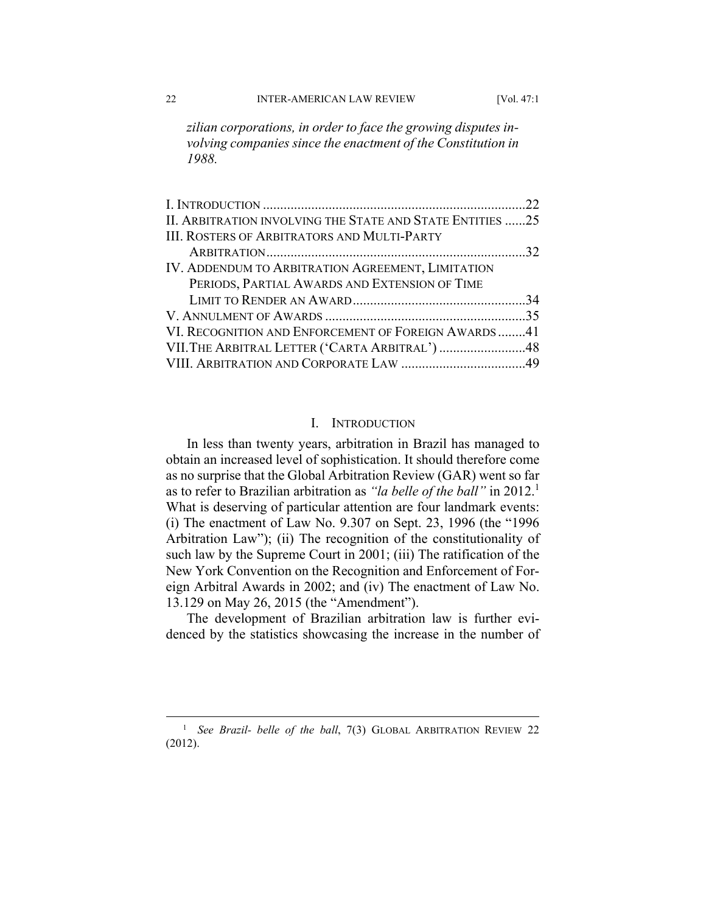*zilian corporations, in order to face the growing disputes involving companies since the enactment of the Constitution in 1988.*

| | |
|---|---|
| I. INTRODUCTION | 22 |
| II. ARBITRATION INVOLVING THE STATE AND STATE ENTITIES | 25 |
| III. ROSTERS OF ARBITRATORS AND MULTI-PARTY ARBITRATION | 32 |
| IV. ADDENDUM TO ARBITRATION AGREEMENT, LIMITATION PERIODS, PARTIAL AWARDS AND EXTENSION OF TIME LIMIT TO RENDER AN AWARD | 34 |
| V. ANNULMENT OF AWARDS | 35 |
| VI. RECOGNITION AND ENFORCEMENT OF FOREIGN AWARDS | 41 |
| VII. THE ARBITRAL LETTER ('CARTA ARBITRAL') | 48 |
| VIII. ARBITRATION AND CORPORATE LAW | 49 |

## I. INTRODUCTION

In less than twenty years, arbitration in Brazil has managed to obtain an increased level of sophistication. It should therefore come as no surprise that the Global Arbitration Review (GAR) went so far as to refer to Brazilian arbitration as *"la belle of the ball"* in 2012.[1] What is deserving of particular attention are four landmark events: (i) The enactment of Law No. 9.307 on Sept. 23, 1996 (the "1996 Arbitration Law"); (ii) The recognition of the constitutionality of such law by the Supreme Court in 2001; (iii) The ratification of the New York Convention on the Recognition and Enforcement of Foreign Arbitral Awards in 2002; and (iv) The enactment of Law No. 13.129 on May 26, 2015 (the "Amendment").

The development of Brazilian arbitration law is further evidenced by the statistics showcasing the increase in the number of

---

[1] *See Brazil- belle of the ball*, 7(3) GLOBAL ARBITRATION REVIEW 22 (2012).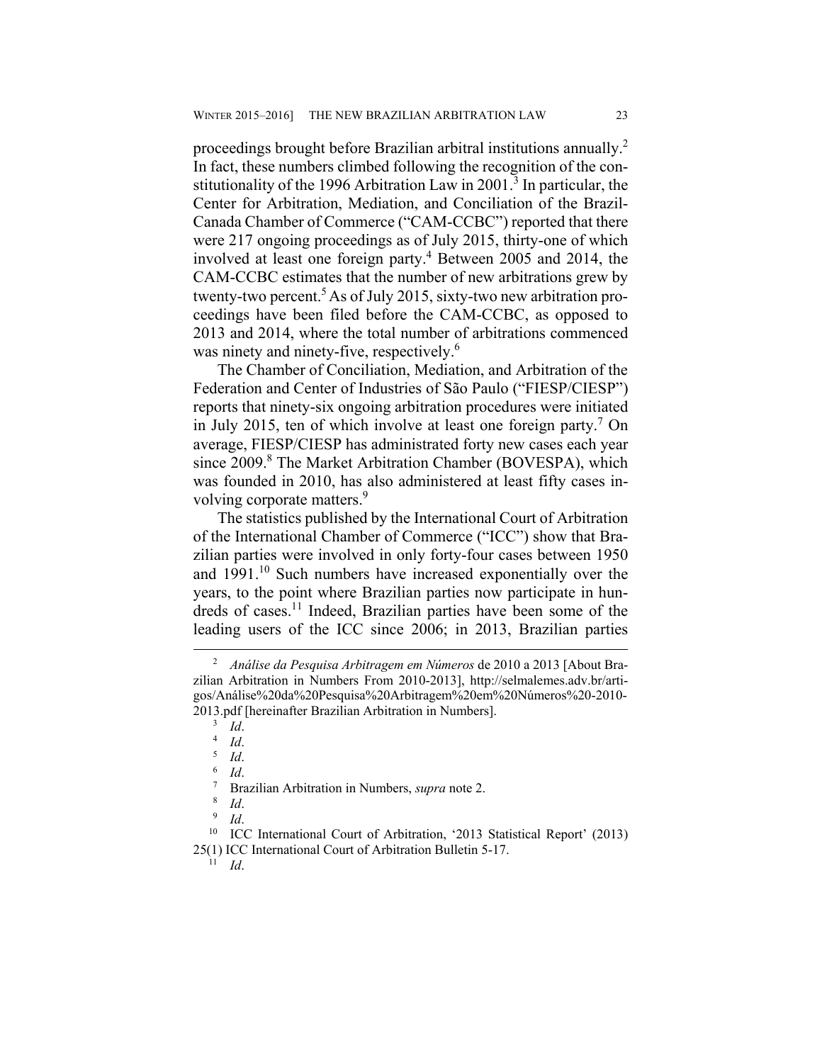proceedings brought before Brazilian arbitral institutions annually.[2] In fact, these numbers climbed following the recognition of the constitutionality of the 1996 Arbitration Law in 2001.[3] In particular, the Center for Arbitration, Mediation, and Conciliation of the Brazil-Canada Chamber of Commerce ("CAM-CCBC") reported that there were 217 ongoing proceedings as of July 2015, thirty-one of which involved at least one foreign party.[4] Between 2005 and 2014, the CAM-CCBC estimates that the number of new arbitrations grew by twenty-two percent.[5] As of July 2015, sixty-two new arbitration proceedings have been filed before the CAM-CCBC, as opposed to 2013 and 2014, where the total number of arbitrations commenced was ninety and ninety-five, respectively.[6]

The Chamber of Conciliation, Mediation, and Arbitration of the Federation and Center of Industries of São Paulo ("FIESP/CIESP") reports that ninety-six ongoing arbitration procedures were initiated in July 2015, ten of which involve at least one foreign party.[7] On average, FIESP/CIESP has administrated forty new cases each year since 2009.[8] The Market Arbitration Chamber (BOVESPA), which was founded in 2010, has also administered at least fifty cases involving corporate matters.[9]

The statistics published by the International Court of Arbitration of the International Chamber of Commerce ("ICC") show that Brazilian parties were involved in only forty-four cases between 1950 and 1991.[10] Such numbers have increased exponentially over the years, to the point where Brazilian parties now participate in hundreds of cases.[11] Indeed, Brazilian parties have been some of the leading users of the ICC since 2006; in 2013, Brazilian parties

---

[2] *Análise da Pesquisa Arbitragem em Números* de 2010 a 2013 [About Brazilian Arbitration in Numbers From 2010-2013], http://selmalemes.adv.br/artigos/Análise%20da%20Pesquisa%20Arbitragem%20em%20Números%20-2010-2013.pdf [hereinafter Brazilian Arbitration in Numbers].

[3] *Id*.

[4] *Id*.

[5] *Id*.

[6] *Id*.

[7] Brazilian Arbitration in Numbers, *supra* note 2.

[8] *Id*.

[9] *Id*.

[10] ICC International Court of Arbitration, '2013 Statistical Report' (2013) 25(1) ICC International Court of Arbitration Bulletin 5-17.

[11] *Id*.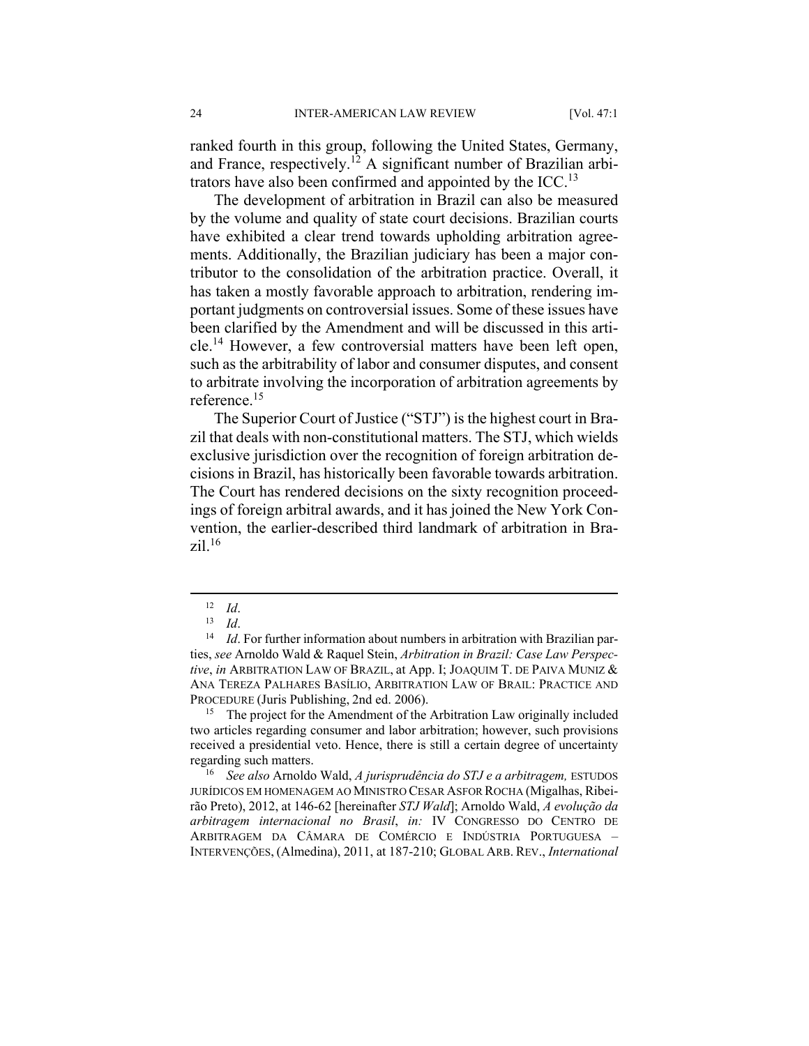ranked fourth in this group, following the United States, Germany, and France, respectively.[12] A significant number of Brazilian arbitrators have also been confirmed and appointed by the ICC.[13]

The development of arbitration in Brazil can also be measured by the volume and quality of state court decisions. Brazilian courts have exhibited a clear trend towards upholding arbitration agreements. Additionally, the Brazilian judiciary has been a major contributor to the consolidation of the arbitration practice. Overall, it has taken a mostly favorable approach to arbitration, rendering important judgments on controversial issues. Some of these issues have been clarified by the Amendment and will be discussed in this article.[14] However, a few controversial matters have been left open, such as the arbitrability of labor and consumer disputes, and consent to arbitrate involving the incorporation of arbitration agreements by reference.[15]

The Superior Court of Justice ("STJ") is the highest court in Brazil that deals with non-constitutional matters. The STJ, which wields exclusive jurisdiction over the recognition of foreign arbitration decisions in Brazil, has historically been favorable towards arbitration. The Court has rendered decisions on the sixty recognition proceedings of foreign arbitral awards, and it has joined the New York Convention, the earlier-described third landmark of arbitration in Brazil.[16]

---

[12] *Id*.

[13] *Id*.

[14] *Id*. For further information about numbers in arbitration with Brazilian parties, *see* Arnoldo Wald & Raquel Stein, *Arbitration in Brazil: Case Law Perspective*, *in* ARBITRATION LAW OF BRAZIL, at App. I; JOAQUIM T. DE PAIVA MUNIZ & ANA TEREZA PALHARES BASÍLIO, ARBITRATION LAW OF BRAIL: PRACTICE AND PROCEDURE (Juris Publishing, 2nd ed. 2006).

[15] The project for the Amendment of the Arbitration Law originally included two articles regarding consumer and labor arbitration; however, such provisions received a presidential veto. Hence, there is still a certain degree of uncertainty regarding such matters.

[16] *See also* Arnoldo Wald, *A jurisprudência do STJ e a arbitragem,* ESTUDOS JURÍDICOS EM HOMENAGEM AO MINISTRO CESAR ASFOR ROCHA (Migalhas, Ribeirão Preto), 2012, at 146-62 [hereinafter *STJ Wald*]; Arnoldo Wald, *A evolução da arbitragem internacional no Brasil*, *in:* IV CONGRESSO DO CENTRO DE ARBITRAGEM DA CÂMARA DE COMÉRCIO E INDÚSTRIA PORTUGUESA – INTERVENÇÕES, (Almedina), 2011, at 187-210; GLOBAL ARB. REV., *International*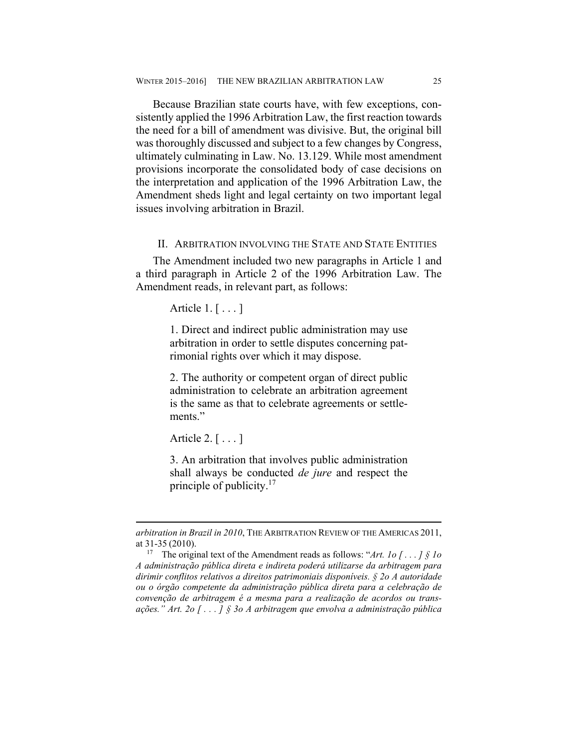Because Brazilian state courts have, with few exceptions, consistently applied the 1996 Arbitration Law, the first reaction towards the need for a bill of amendment was divisive. But, the original bill was thoroughly discussed and subject to a few changes by Congress, ultimately culminating in Law. No. 13.129. While most amendment provisions incorporate the consolidated body of case decisions on the interpretation and application of the 1996 Arbitration Law, the Amendment sheds light and legal certainty on two important legal issues involving arbitration in Brazil.

## II. Arbitration Involving the State and State Entities

The Amendment included two new paragraphs in Article 1 and a third paragraph in Article 2 of the 1996 Arbitration Law. The Amendment reads, in relevant part, as follows:

> Article 1. [ . . . ]
>
> 1. Direct and indirect public administration may use arbitration in order to settle disputes concerning patrimonial rights over which it may dispose.
>
> 2. The authority or competent organ of direct public administration to celebrate an arbitration agreement is the same as that to celebrate agreements or settlements."
>
> Article 2. [ . . . ]
>
> 3. An arbitration that involves public administration shall always be conducted *de jure* and respect the principle of publicity.[17]

---

*arbitration in Brazil in 2010*, The Arbitration Review of the Americas 2011, at 31-35 (2010).

[17] The original text of the Amendment reads as follows: "*Art. 1o [ . . . ] § 1o A administração pública direta e indireta poderá utilizarse da arbitragem para dirimir conflitos relativos a direitos patrimoniais disponíveis. § 2o A autoridade ou o órgão competente da administração pública direta para a celebração de convenção de arbitragem é a mesma para a realização de acordos ou transações." Art. 2o [ . . . ] § 3o A arbitragem que envolva a administração pública*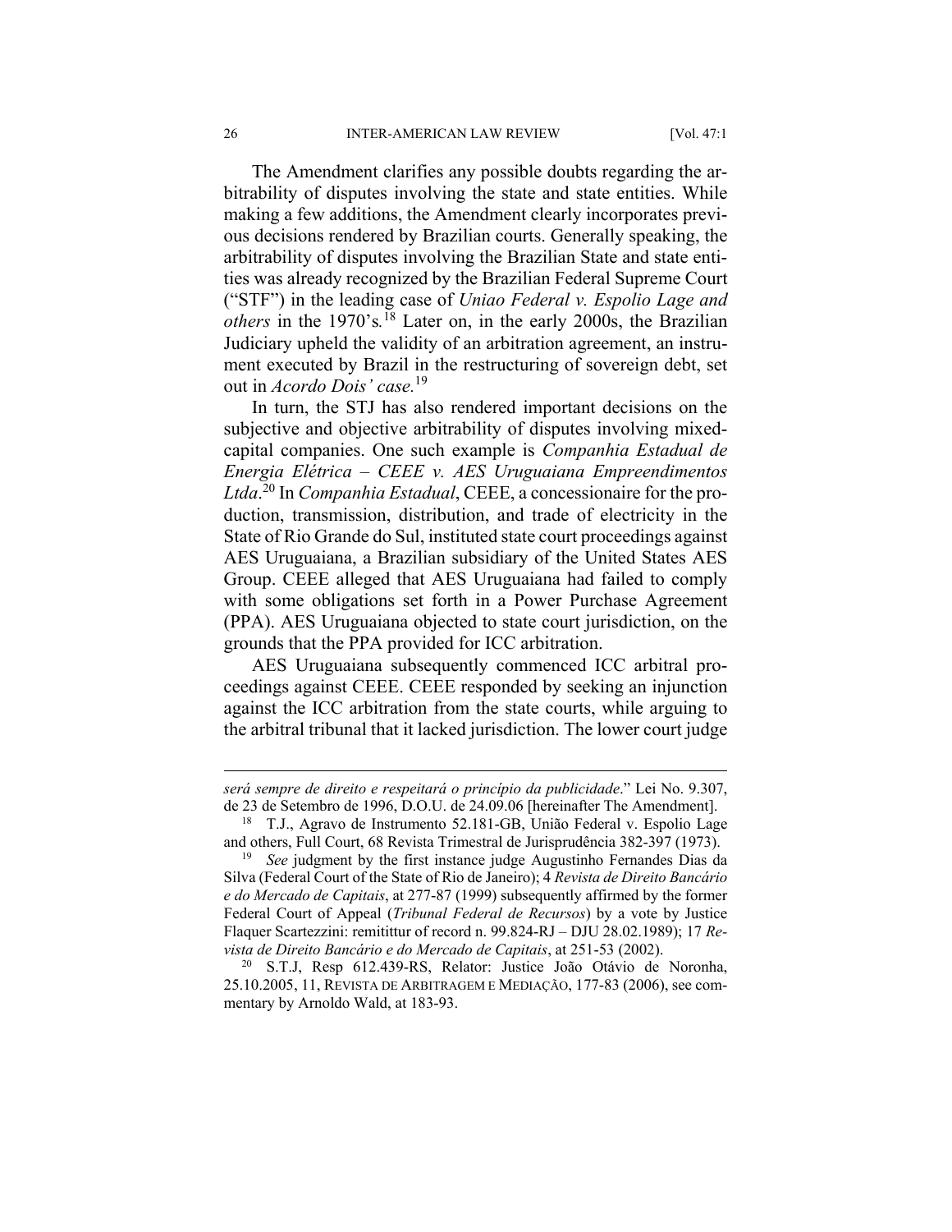The Amendment clarifies any possible doubts regarding the arbitrability of disputes involving the state and state entities. While making a few additions, the Amendment clearly incorporates previous decisions rendered by Brazilian courts. Generally speaking, the arbitrability of disputes involving the Brazilian State and state entities was already recognized by the Brazilian Federal Supreme Court ("STF") in the leading case of *Uniao Federal v. Espolio Lage and others* in the 1970's.[18] Later on, in the early 2000s, the Brazilian Judiciary upheld the validity of an arbitration agreement, an instrument executed by Brazil in the restructuring of sovereign debt, set out in *Acordo Dois' case.*[19]

In turn, the STJ has also rendered important decisions on the subjective and objective arbitrability of disputes involving mixed-capital companies. One such example is *Companhia Estadual de Energia Elétrica – CEEE v. AES Uruguaiana Empreendimentos Ltda*.[20] In *Companhia Estadual*, CEEE, a concessionaire for the production, transmission, distribution, and trade of electricity in the State of Rio Grande do Sul, instituted state court proceedings against AES Uruguaiana, a Brazilian subsidiary of the United States AES Group. CEEE alleged that AES Uruguaiana had failed to comply with some obligations set forth in a Power Purchase Agreement (PPA). AES Uruguaiana objected to state court jurisdiction, on the grounds that the PPA provided for ICC arbitration.

AES Uruguaiana subsequently commenced ICC arbitral proceedings against CEEE. CEEE responded by seeking an injunction against the ICC arbitration from the state courts, while arguing to the arbitral tribunal that it lacked jurisdiction. The lower court judge

---

*será sempre de direito e respeitará o princípio da publicidade*." Lei No. 9.307, de 23 de Setembro de 1996, D.O.U. de 24.09.06 [hereinafter The Amendment].

[18] T.J., Agravo de Instrumento 52.181-GB, União Federal v. Espolio Lage and others, Full Court, 68 Revista Trimestral de Jurisprudência 382-397 (1973).

[19] *See* judgment by the first instance judge Augustinho Fernandes Dias da Silva (Federal Court of the State of Rio de Janeiro); 4 *Revista de Direito Bancário e do Mercado de Capitais*, at 277-87 (1999) subsequently affirmed by the former Federal Court of Appeal (*Tribunal Federal de Recursos*) by a vote by Justice Flaquer Scartezzini: remitittur of record n. 99.824-RJ – DJU 28.02.1989); 17 *Revista de Direito Bancário e do Mercado de Capitais*, at 251-53 (2002).

[20] S.T.J, Resp 612.439-RS, Relator: Justice João Otávio de Noronha, 25.10.2005, 11, REVISTA DE ARBITRAGEM E MEDIAÇÃO, 177-83 (2006), see commentary by Arnoldo Wald, at 183-93.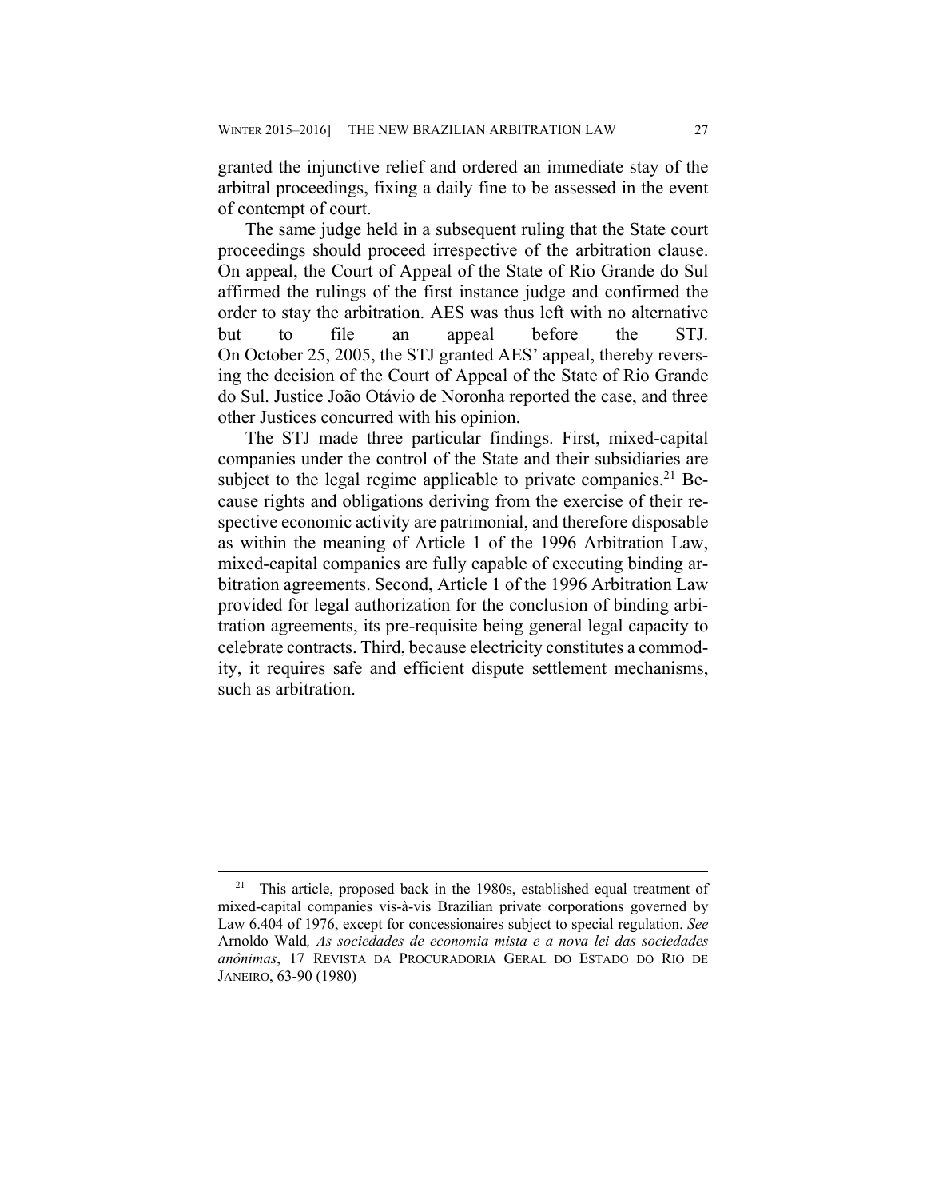granted the injunctive relief and ordered an immediate stay of the arbitral proceedings, fixing a daily fine to be assessed in the event of contempt of court.

The same judge held in a subsequent ruling that the State court proceedings should proceed irrespective of the arbitration clause. On appeal, the Court of Appeal of the State of Rio Grande do Sul affirmed the rulings of the first instance judge and confirmed the order to stay the arbitration. AES was thus left with no alternative but to file an appeal before the STJ. On October 25, 2005, the STJ granted AES' appeal, thereby reversing the decision of the Court of Appeal of the State of Rio Grande do Sul. Justice João Otávio de Noronha reported the case, and three other Justices concurred with his opinion.

The STJ made three particular findings. First, mixed-capital companies under the control of the State and their subsidiaries are subject to the legal regime applicable to private companies.[21] Because rights and obligations deriving from the exercise of their respective economic activity are patrimonial, and therefore disposable as within the meaning of Article 1 of the 1996 Arbitration Law, mixed-capital companies are fully capable of executing binding arbitration agreements. Second, Article 1 of the 1996 Arbitration Law provided for legal authorization for the conclusion of binding arbitration agreements, its pre-requisite being general legal capacity to celebrate contracts. Third, because electricity constitutes a commodity, it requires safe and efficient dispute settlement mechanisms, such as arbitration.

---

[21] This article, proposed back in the 1980s, established equal treatment of mixed-capital companies vis-à-vis Brazilian private corporations governed by Law 6.404 of 1976, except for concessionaires subject to special regulation. *See* Arnoldo Wald*, As sociedades de economia mista e a nova lei das sociedades anônimas*, 17 REVISTA DA PROCURADORIA GERAL DO ESTADO DO RIO DE JANEIRO, 63-90 (1980)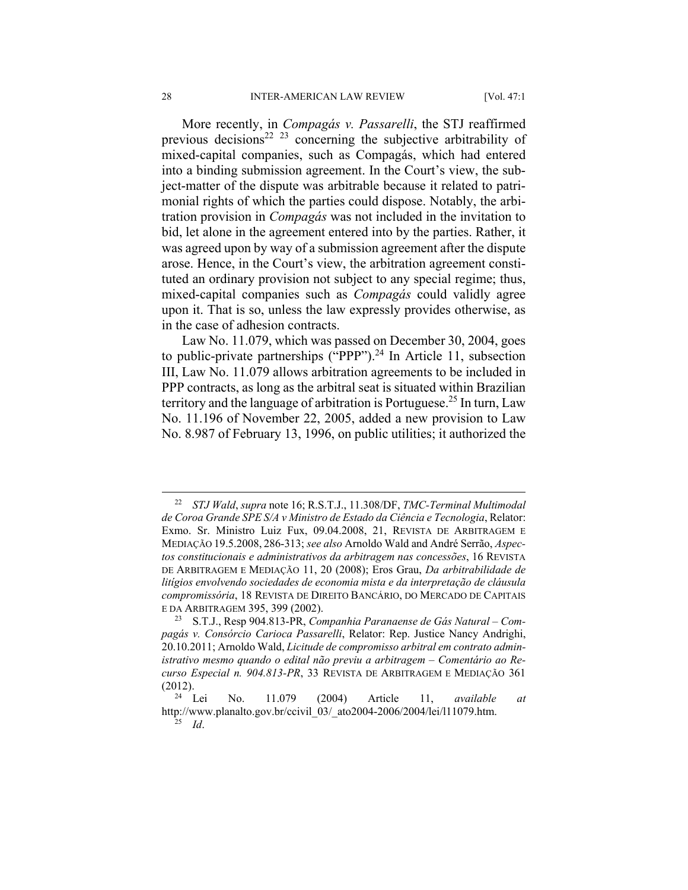More recently, in *Compagás v. Passarelli*, the STJ reaffirmed previous decisions[22] [23] concerning the subjective arbitrability of mixed-capital companies, such as Compagás, which had entered into a binding submission agreement. In the Court's view, the subject-matter of the dispute was arbitrable because it related to patrimonial rights of which the parties could dispose. Notably, the arbitration provision in *Compagás* was not included in the invitation to bid, let alone in the agreement entered into by the parties. Rather, it was agreed upon by way of a submission agreement after the dispute arose. Hence, in the Court's view, the arbitration agreement constituted an ordinary provision not subject to any special regime; thus, mixed-capital companies such as *Compagás* could validly agree upon it. That is so, unless the law expressly provides otherwise, as in the case of adhesion contracts.

Law No. 11.079, which was passed on December 30, 2004, goes to public-private partnerships ("PPP").[24] In Article 11, subsection III, Law No. 11.079 allows arbitration agreements to be included in PPP contracts, as long as the arbitral seat is situated within Brazilian territory and the language of arbitration is Portuguese.[25] In turn, Law No. 11.196 of November 22, 2005, added a new provision to Law No. 8.987 of February 13, 1996, on public utilities; it authorized the

---

[22] *STJ Wald*, *supra* note 16; R.S.T.J., 11.308/DF, *TMC-Terminal Multimodal de Coroa Grande SPE S/A v Ministro de Estado da Ciência e Tecnologia*, Relator: Exmo. Sr. Ministro Luiz Fux, 09.04.2008, 21, REVISTA DE ARBITRAGEM E MEDIAÇÃO 19.5.2008, 286-313; *see also* Arnoldo Wald and André Serrão, *Aspectos constitucionais e administrativos da arbitragem nas concessões*, 16 REVISTA DE ARBITRAGEM E MEDIAÇÃO 11, 20 (2008); Eros Grau, *Da arbitrabilidade de litígios envolvendo sociedades de economia mista e da interpretação de cláusula compromissória*, 18 REVISTA DE DIREITO BANCÁRIO, DO MERCADO DE CAPITAIS E DA ARBITRAGEM 395, 399 (2002).

[23] S.T.J., Resp 904.813-PR, *Companhia Paranaense de Gás Natural – Compagás v. Consórcio Carioca Passarelli*, Relator: Rep. Justice Nancy Andrighi, 20.10.2011; Arnoldo Wald, *Licitude de compromisso arbitral em contrato administrativo mesmo quando o edital não previu a arbitragem – Comentário ao Recurso Especial n. 904.813-PR*, 33 REVISTA DE ARBITRAGEM E MEDIAÇÃO 361 (2012).

[24] Lei No. 11.079 (2004) Article 11, *available at* http://www.planalto.gov.br/ccivil_03/_ato2004-2006/2004/lei/l11079.htm.

[25] *Id*.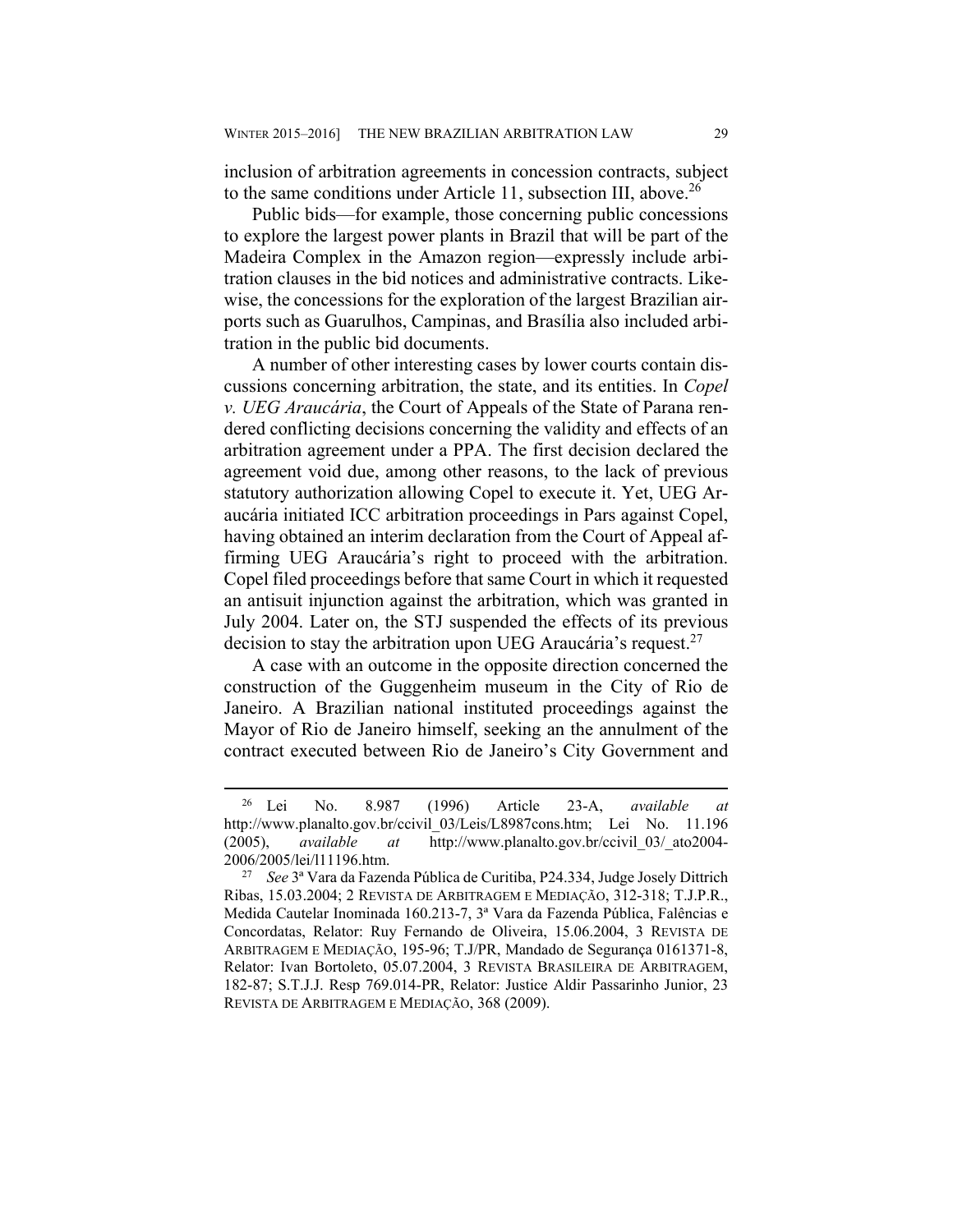inclusion of arbitration agreements in concession contracts, subject to the same conditions under Article 11, subsection III, above.[26]

Public bids—for example, those concerning public concessions to explore the largest power plants in Brazil that will be part of the Madeira Complex in the Amazon region—expressly include arbitration clauses in the bid notices and administrative contracts. Likewise, the concessions for the exploration of the largest Brazilian airports such as Guarulhos, Campinas, and Brasília also included arbitration in the public bid documents.

A number of other interesting cases by lower courts contain discussions concerning arbitration, the state, and its entities. In *Copel v. UEG Araucária*, the Court of Appeals of the State of Parana rendered conflicting decisions concerning the validity and effects of an arbitration agreement under a PPA. The first decision declared the agreement void due, among other reasons, to the lack of previous statutory authorization allowing Copel to execute it. Yet, UEG Araucária initiated ICC arbitration proceedings in Pars against Copel, having obtained an interim declaration from the Court of Appeal affirming UEG Araucária's right to proceed with the arbitration. Copel filed proceedings before that same Court in which it requested an antisuit injunction against the arbitration, which was granted in July 2004. Later on, the STJ suspended the effects of its previous decision to stay the arbitration upon UEG Araucária's request.[27]

A case with an outcome in the opposite direction concerned the construction of the Guggenheim museum in the City of Rio de Janeiro. A Brazilian national instituted proceedings against the Mayor of Rio de Janeiro himself, seeking an the annulment of the contract executed between Rio de Janeiro's City Government and

---

[26] Lei No. 8.987 (1996) Article 23-A, *available at* http://www.planalto.gov.br/ccivil_03/Leis/L8987cons.htm; Lei No. 11.196 (2005), *available at* http://www.planalto.gov.br/ccivil_03/_ato2004-2006/2005/lei/l11196.htm.

[27] *See* 3ª Vara da Fazenda Pública de Curitiba, P24.334, Judge Josely Dittrich Ribas, 15.03.2004; 2 REVISTA DE ARBITRAGEM E MEDIAÇÃO, 312-318; T.J.P.R., Medida Cautelar Inominada 160.213-7, 3ª Vara da Fazenda Pública, Falências e Concordatas, Relator: Ruy Fernando de Oliveira, 15.06.2004, 3 REVISTA DE ARBITRAGEM E MEDIAÇÃO, 195-96; T.J/PR, Mandado de Segurança 0161371-8, Relator: Ivan Bortoleto, 05.07.2004, 3 REVISTA BRASILEIRA DE ARBITRAGEM, 182-87; S.T.J.J. Resp 769.014-PR, Relator: Justice Aldir Passarinho Junior, 23 REVISTA DE ARBITRAGEM E MEDIAÇÃO, 368 (2009).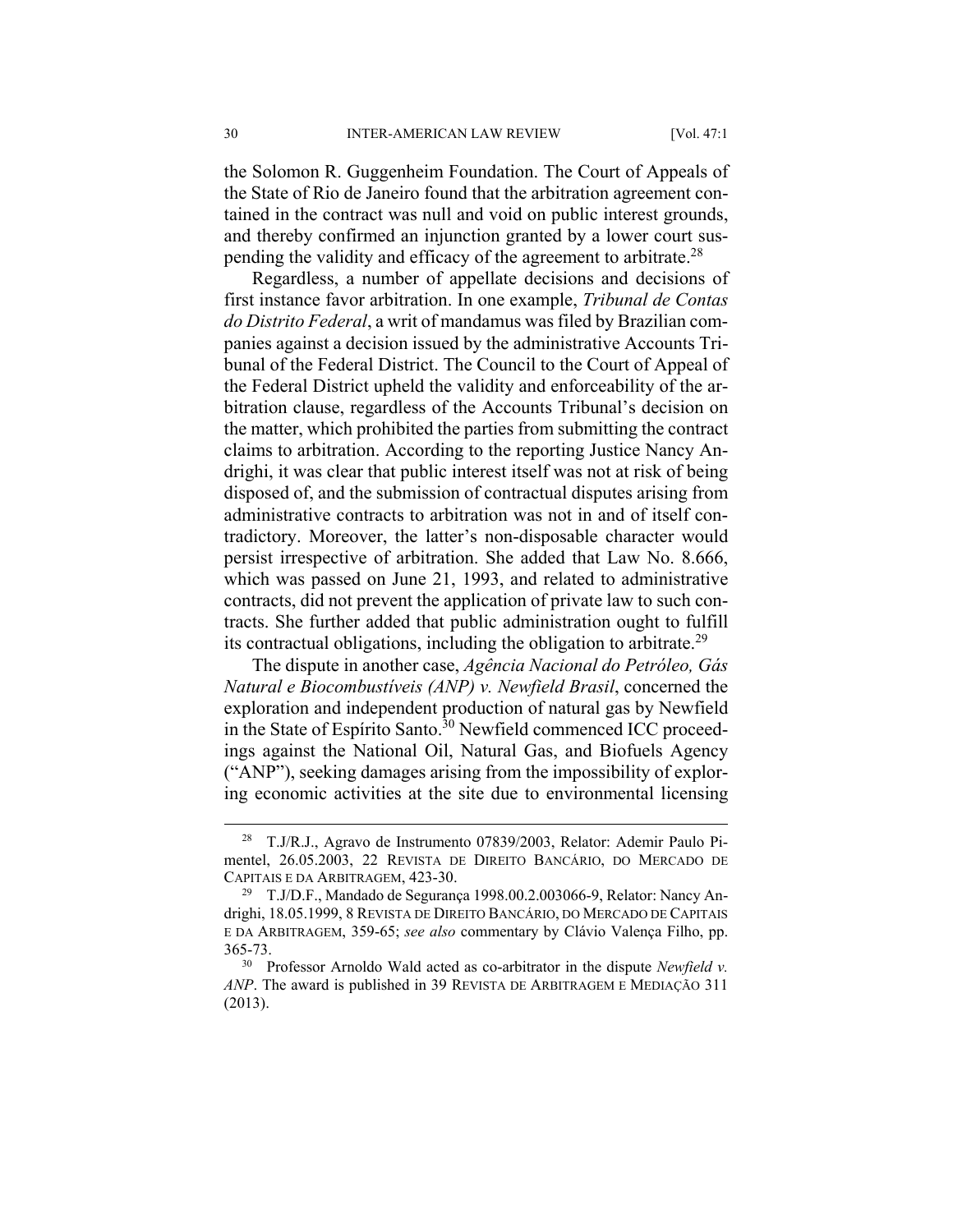the Solomon R. Guggenheim Foundation. The Court of Appeals of the State of Rio de Janeiro found that the arbitration agreement contained in the contract was null and void on public interest grounds, and thereby confirmed an injunction granted by a lower court suspending the validity and efficacy of the agreement to arbitrate.[28]

Regardless, a number of appellate decisions and decisions of first instance favor arbitration. In one example, *Tribunal de Contas do Distrito Federal*, a writ of mandamus was filed by Brazilian companies against a decision issued by the administrative Accounts Tribunal of the Federal District. The Council to the Court of Appeal of the Federal District upheld the validity and enforceability of the arbitration clause, regardless of the Accounts Tribunal's decision on the matter, which prohibited the parties from submitting the contract claims to arbitration. According to the reporting Justice Nancy Andrighi, it was clear that public interest itself was not at risk of being disposed of, and the submission of contractual disputes arising from administrative contracts to arbitration was not in and of itself contradictory. Moreover, the latter's non-disposable character would persist irrespective of arbitration. She added that Law No. 8.666, which was passed on June 21, 1993, and related to administrative contracts, did not prevent the application of private law to such contracts. She further added that public administration ought to fulfill its contractual obligations, including the obligation to arbitrate.[29]

The dispute in another case, *Agência Nacional do Petróleo, Gás Natural e Biocombustíveis (ANP) v. Newfield Brasil*, concerned the exploration and independent production of natural gas by Newfield in the State of Espírito Santo.[30] Newfield commenced ICC proceedings against the National Oil, Natural Gas, and Biofuels Agency ("ANP"), seeking damages arising from the impossibility of exploring economic activities at the site due to environmental licensing

---

[28] T.J/R.J., Agravo de Instrumento 07839/2003, Relator: Ademir Paulo Pimentel, 26.05.2003, 22 REVISTA DE DIREITO BANCÁRIO, DO MERCADO DE CAPITAIS E DA ARBITRAGEM, 423-30.

[29] T.J/D.F., Mandado de Segurança 1998.00.2.003066-9, Relator: Nancy Andrighi, 18.05.1999, 8 REVISTA DE DIREITO BANCÁRIO, DO MERCADO DE CAPITAIS E DA ARBITRAGEM, 359-65; *see also* commentary by Clávio Valença Filho, pp. 365-73.

[30] Professor Arnoldo Wald acted as co-arbitrator in the dispute *Newfield v. ANP*. The award is published in 39 REVISTA DE ARBITRAGEM E MEDIAÇÃO 311 (2013).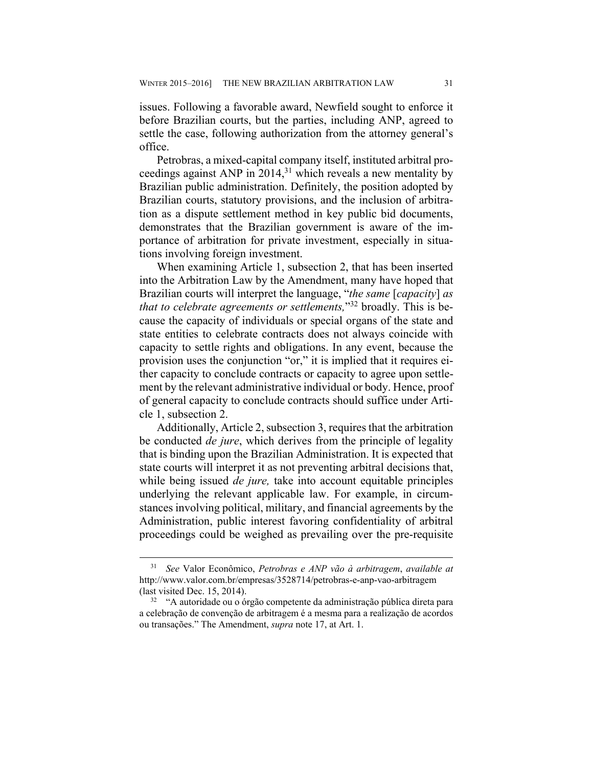issues. Following a favorable award, Newfield sought to enforce it before Brazilian courts, but the parties, including ANP, agreed to settle the case, following authorization from the attorney general's office.

Petrobras, a mixed-capital company itself, instituted arbitral proceedings against ANP in 2014,[31] which reveals a new mentality by Brazilian public administration. Definitely, the position adopted by Brazilian courts, statutory provisions, and the inclusion of arbitration as a dispute settlement method in key public bid documents, demonstrates that the Brazilian government is aware of the importance of arbitration for private investment, especially in situations involving foreign investment.

When examining Article 1, subsection 2, that has been inserted into the Arbitration Law by the Amendment, many have hoped that Brazilian courts will interpret the language, "*the same* [*capacity*] *as that to celebrate agreements or settlements,*"[32] broadly. This is because the capacity of individuals or special organs of the state and state entities to celebrate contracts does not always coincide with capacity to settle rights and obligations. In any event, because the provision uses the conjunction "or," it is implied that it requires either capacity to conclude contracts or capacity to agree upon settlement by the relevant administrative individual or body. Hence, proof of general capacity to conclude contracts should suffice under Article 1, subsection 2.

Additionally, Article 2, subsection 3, requires that the arbitration be conducted *de jure*, which derives from the principle of legality that is binding upon the Brazilian Administration. It is expected that state courts will interpret it as not preventing arbitral decisions that, while being issued *de jure,* take into account equitable principles underlying the relevant applicable law. For example, in circumstances involving political, military, and financial agreements by the Administration, public interest favoring confidentiality of arbitral proceedings could be weighed as prevailing over the pre-requisite

---

[31] *See* Valor Econômico, *Petrobras e ANP vão à arbitragem*, *available at* http://www.valor.com.br/empresas/3528714/petrobras-e-anp-vao-arbitragem (last visited Dec. 15, 2014).

[32] "A autoridade ou o órgão competente da administração pública direta para a celebração de convenção de arbitragem é a mesma para a realização de acordos ou transações." The Amendment, *supra* note 17, at Art. 1.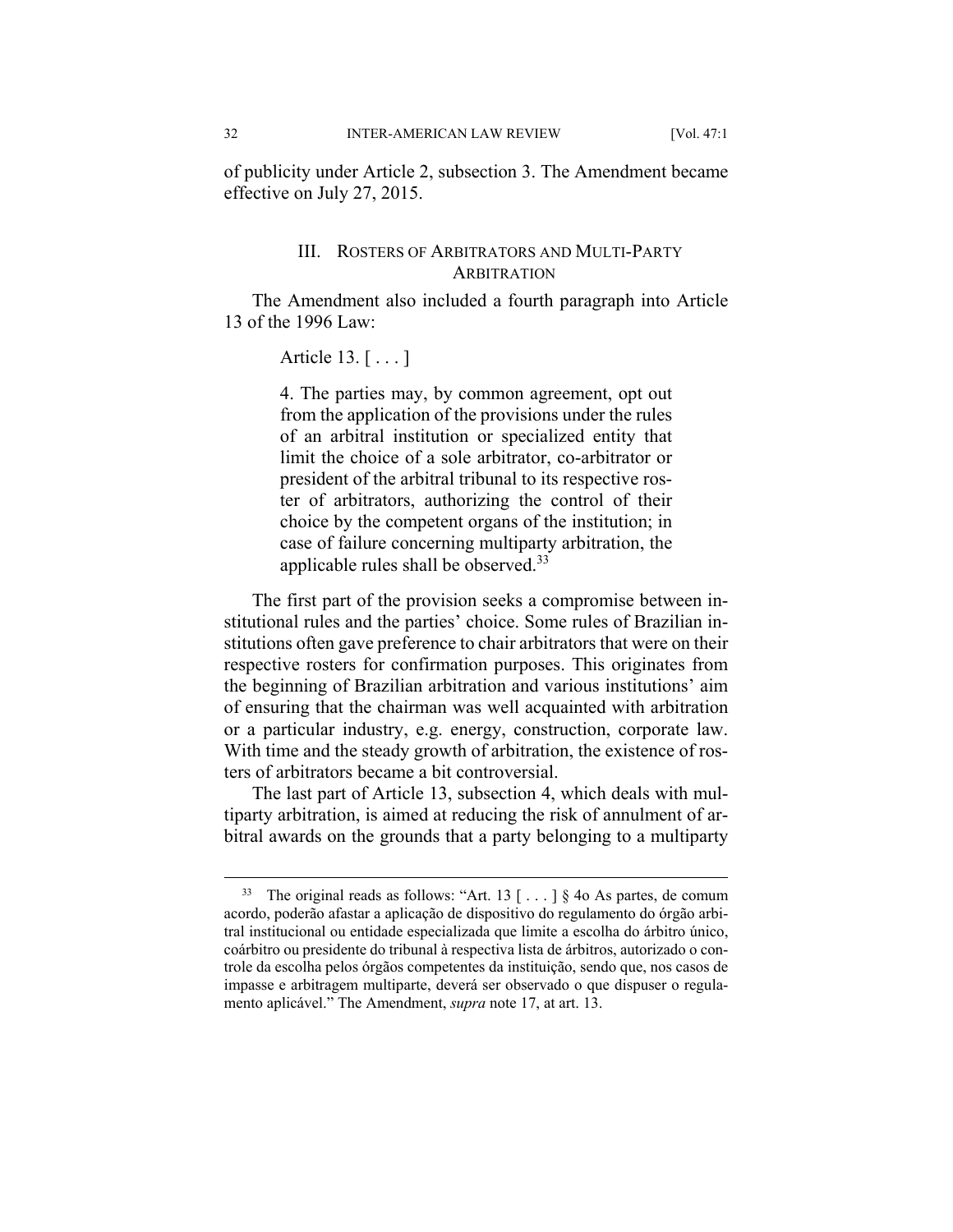of publicity under Article 2, subsection 3. The Amendment became effective on July 27, 2015.

## III. ROSTERS OF ARBITRATORS AND MULTI-PARTY ARBITRATION

The Amendment also included a fourth paragraph into Article 13 of the 1996 Law:

> Article 13. [ . . . ]
>
> 4. The parties may, by common agreement, opt out from the application of the provisions under the rules of an arbitral institution or specialized entity that limit the choice of a sole arbitrator, co-arbitrator or president of the arbitral tribunal to its respective roster of arbitrators, authorizing the control of their choice by the competent organs of the institution; in case of failure concerning multiparty arbitration, the applicable rules shall be observed.[33]

The first part of the provision seeks a compromise between institutional rules and the parties' choice. Some rules of Brazilian institutions often gave preference to chair arbitrators that were on their respective rosters for confirmation purposes. This originates from the beginning of Brazilian arbitration and various institutions' aim of ensuring that the chairman was well acquainted with arbitration or a particular industry, e.g. energy, construction, corporate law. With time and the steady growth of arbitration, the existence of rosters of arbitrators became a bit controversial.

The last part of Article 13, subsection 4, which deals with multiparty arbitration, is aimed at reducing the risk of annulment of arbitral awards on the grounds that a party belonging to a multiparty

---

[33] The original reads as follows: "Art. 13 [ . . . ] § 4o As partes, de comum acordo, poderão afastar a aplicação de dispositivo do regulamento do órgão arbitral institucional ou entidade especializada que limite a escolha do árbitro único, coárbitro ou presidente do tribunal à respectiva lista de árbitros, autorizado o controle da escolha pelos órgãos competentes da instituição, sendo que, nos casos de impasse e arbitragem multiparte, deverá ser observado o que dispuser o regulamento aplicável." The Amendment, *supra* note 17, at art. 13.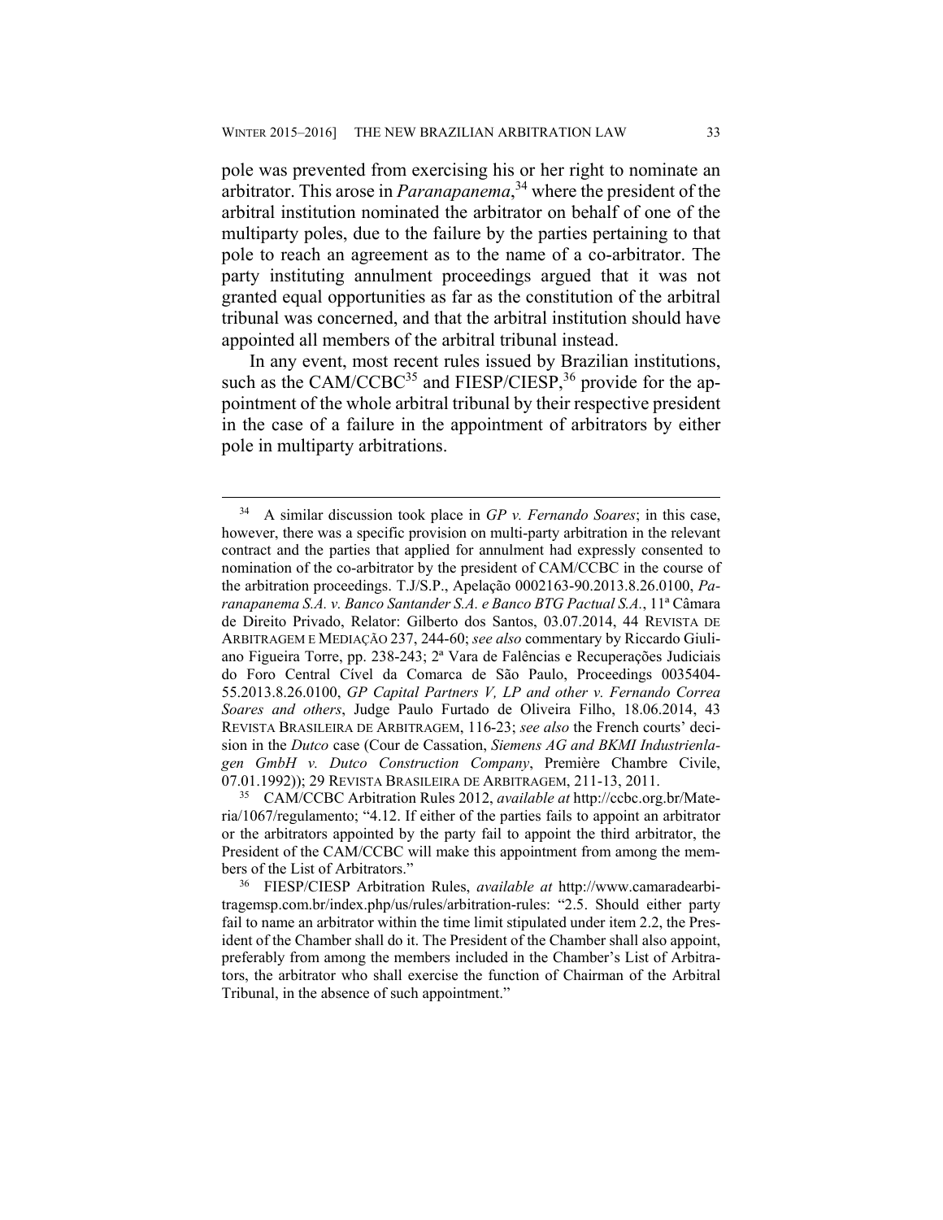pole was prevented from exercising his or her right to nominate an arbitrator. This arose in *Paranapanema*,[34] where the president of the arbitral institution nominated the arbitrator on behalf of one of the multiparty poles, due to the failure by the parties pertaining to that pole to reach an agreement as to the name of a co-arbitrator. The party instituting annulment proceedings argued that it was not granted equal opportunities as far as the constitution of the arbitral tribunal was concerned, and that the arbitral institution should have appointed all members of the arbitral tribunal instead.

In any event, most recent rules issued by Brazilian institutions, such as the CAM/CCBC[35] and FIESP/CIESP,[36] provide for the appointment of the whole arbitral tribunal by their respective president in the case of a failure in the appointment of arbitrators by either pole in multiparty arbitrations.

---

[34] A similar discussion took place in *GP v. Fernando Soares*; in this case, however, there was a specific provision on multi-party arbitration in the relevant contract and the parties that applied for annulment had expressly consented to nomination of the co-arbitrator by the president of CAM/CCBC in the course of the arbitration proceedings. T.J/S.P., Apelação 0002163-90.2013.8.26.0100, *Paranapanema S.A. v. Banco Santander S.A. e Banco BTG Pactual S.A.*, 11ª Câmara de Direito Privado, Relator: Gilberto dos Santos, 03.07.2014, 44 REVISTA DE ARBITRAGEM E MEDIAÇÃO 237, 244-60; *see also* commentary by Riccardo Giuliano Figueira Torre, pp. 238-243; 2ª Vara de Falências e Recuperações Judiciais do Foro Central Cível da Comarca de São Paulo, Proceedings 0035404-55.2013.8.26.0100, *GP Capital Partners V, LP and other v. Fernando Correa Soares and others*, Judge Paulo Furtado de Oliveira Filho, 18.06.2014, 43 REVISTA BRASILEIRA DE ARBITRAGEM, 116-23; *see also* the French courts' decision in the *Dutco* case (Cour de Cassation, *Siemens AG and BKMI Industrienlagen GmbH v. Dutco Construction Company*, Première Chambre Civile, 07.01.1992)); 29 REVISTA BRASILEIRA DE ARBITRAGEM, 211-13, 2011.

[35] CAM/CCBC Arbitration Rules 2012, *available at* http://ccbc.org.br/Materia/1067/regulamento; "4.12. If either of the parties fails to appoint an arbitrator or the arbitrators appointed by the party fail to appoint the third arbitrator, the President of the CAM/CCBC will make this appointment from among the members of the List of Arbitrators."

[36] FIESP/CIESP Arbitration Rules, *available at* http://www.camaradearbitragemsp.com.br/index.php/us/rules/arbitration-rules: "2.5. Should either party fail to name an arbitrator within the time limit stipulated under item 2.2, the President of the Chamber shall do it. The President of the Chamber shall also appoint, preferably from among the members included in the Chamber's List of Arbitrators, the arbitrator who shall exercise the function of Chairman of the Arbitral Tribunal, in the absence of such appointment."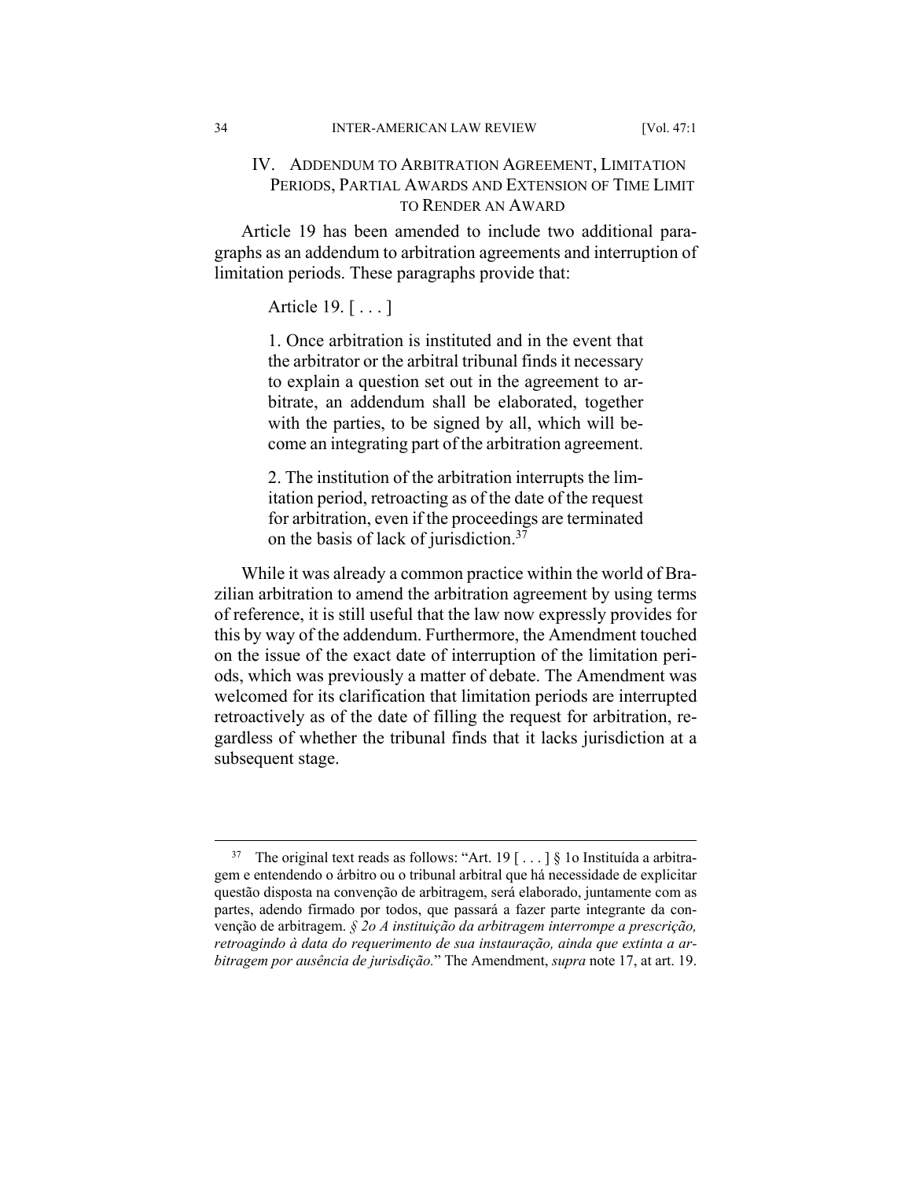## IV. ADDENDUM TO ARBITRATION AGREEMENT, LIMITATION PERIODS, PARTIAL AWARDS AND EXTENSION OF TIME LIMIT TO RENDER AN AWARD

Article 19 has been amended to include two additional paragraphs as an addendum to arbitration agreements and interruption of limitation periods. These paragraphs provide that:

> Article 19. [ . . . ]
>
> 1. Once arbitration is instituted and in the event that the arbitrator or the arbitral tribunal finds it necessary to explain a question set out in the agreement to arbitrate, an addendum shall be elaborated, together with the parties, to be signed by all, which will become an integrating part of the arbitration agreement.
>
> 2. The institution of the arbitration interrupts the limitation period, retroacting as of the date of the request for arbitration, even if the proceedings are terminated on the basis of lack of jurisdiction.[37]

While it was already a common practice within the world of Brazilian arbitration to amend the arbitration agreement by using terms of reference, it is still useful that the law now expressly provides for this by way of the addendum. Furthermore, the Amendment touched on the issue of the exact date of interruption of the limitation periods, which was previously a matter of debate. The Amendment was welcomed for its clarification that limitation periods are interrupted retroactively as of the date of filling the request for arbitration, regardless of whether the tribunal finds that it lacks jurisdiction at a subsequent stage.

---

[37] The original text reads as follows: "Art. 19 [ . . . ] § 1o Instituída a arbitragem e entendendo o árbitro ou o tribunal arbitral que há necessidade de explicitar questão disposta na convenção de arbitragem, será elaborado, juntamente com as partes, adendo firmado por todos, que passará a fazer parte integrante da convenção de arbitragem. *§ 2o A instituição da arbitragem interrompe a prescrição, retroagindo à data do requerimento de sua instauração, ainda que extinta a arbitragem por ausência de jurisdição.*" The Amendment, *supra* note 17, at art. 19.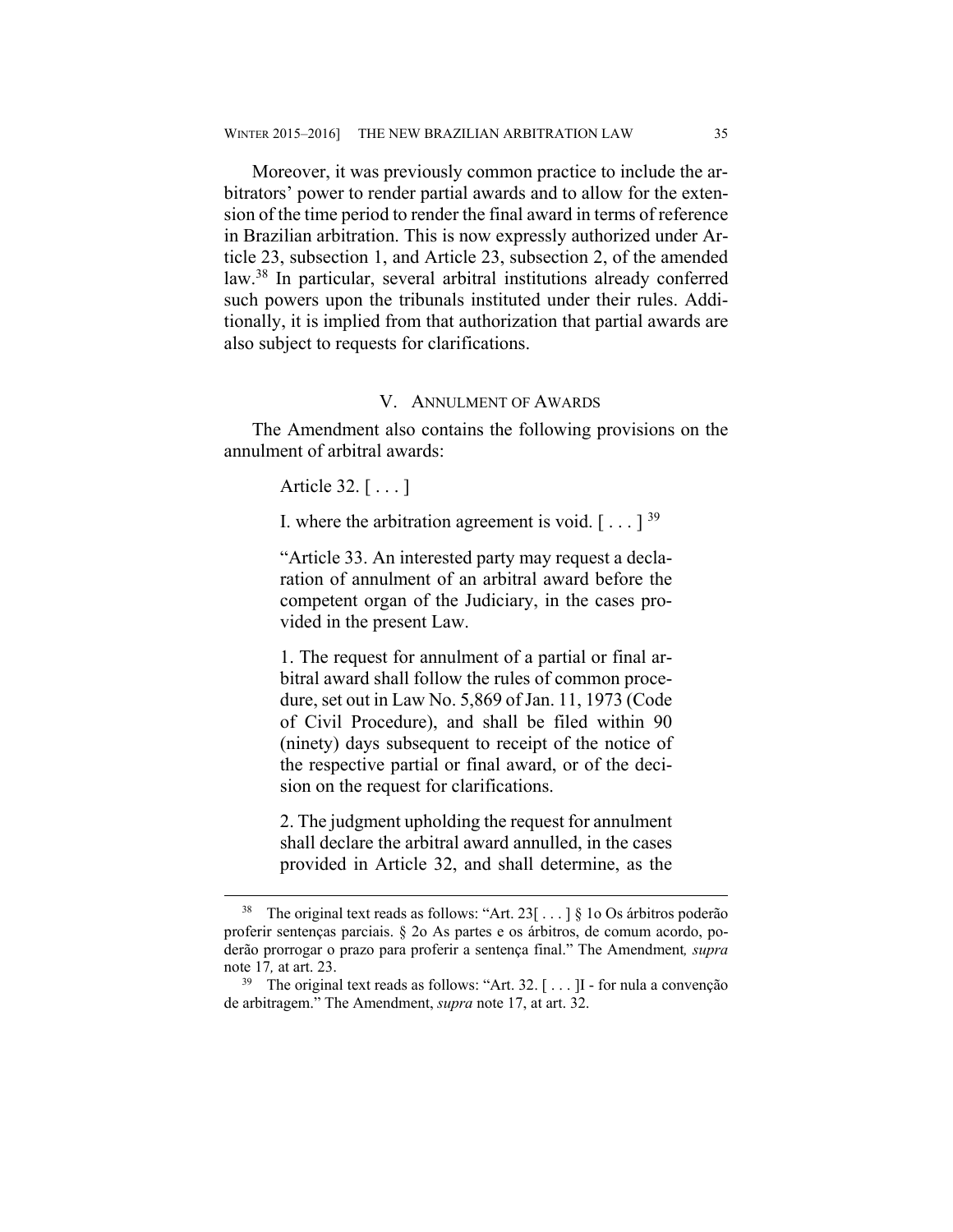Moreover, it was previously common practice to include the arbitrators' power to render partial awards and to allow for the extension of the time period to render the final award in terms of reference in Brazilian arbitration. This is now expressly authorized under Article 23, subsection 1, and Article 23, subsection 2, of the amended law.[38] In particular, several arbitral institutions already conferred such powers upon the tribunals instituted under their rules. Additionally, it is implied from that authorization that partial awards are also subject to requests for clarifications.

## V. Annulment of Awards

The Amendment also contains the following provisions on the annulment of arbitral awards:

> Article 32. [ . . . ]
>
> I. where the arbitration agreement is void. [ . . . ] [39]
>
> "Article 33. An interested party may request a declaration of annulment of an arbitral award before the competent organ of the Judiciary, in the cases provided in the present Law.
>
> 1. The request for annulment of a partial or final arbitral award shall follow the rules of common procedure, set out in Law No. 5,869 of Jan. 11, 1973 (Code of Civil Procedure), and shall be filed within 90 (ninety) days subsequent to receipt of the notice of the respective partial or final award, or of the decision on the request for clarifications.
>
> 2. The judgment upholding the request for annulment shall declare the arbitral award annulled, in the cases provided in Article 32, and shall determine, as the

---

[38] The original text reads as follows: "Art. 23[ . . . ] § 1o Os árbitros poderão proferir sentenças parciais. § 2o As partes e os árbitros, de comum acordo, poderão prorrogar o prazo para proferir a sentença final." The Amendment*, supra* note 17*,* at art. 23.

[39] The original text reads as follows: "Art. 32. [ . . . ]I - for nula a convenção de arbitragem." The Amendment, *supra* note 17, at art. 32.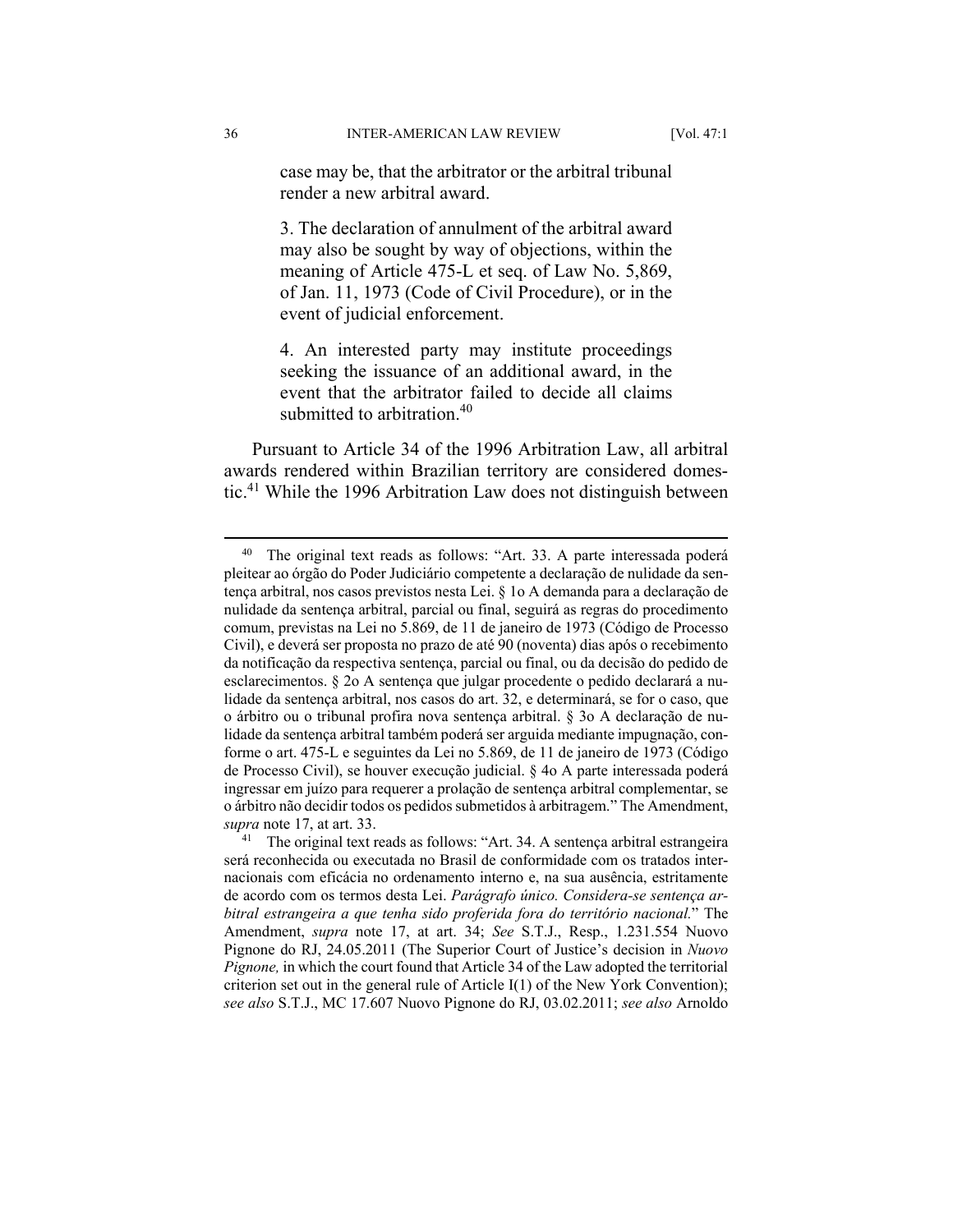case may be, that the arbitrator or the arbitral tribunal render a new arbitral award.

3. The declaration of annulment of the arbitral award may also be sought by way of objections, within the meaning of Article 475-L et seq. of Law No. 5,869, of Jan. 11, 1973 (Code of Civil Procedure), or in the event of judicial enforcement.

4. An interested party may institute proceedings seeking the issuance of an additional award, in the event that the arbitrator failed to decide all claims submitted to arbitration.[40]

Pursuant to Article 34 of the 1996 Arbitration Law, all arbitral awards rendered within Brazilian territory are considered domestic.[41] While the 1996 Arbitration Law does not distinguish between

---

[40] The original text reads as follows: "Art. 33. A parte interessada poderá pleitear ao órgão do Poder Judiciário competente a declaração de nulidade da sentença arbitral, nos casos previstos nesta Lei. § 1o A demanda para a declaração de nulidade da sentença arbitral, parcial ou final, seguirá as regras do procedimento comum, previstas na Lei no 5.869, de 11 de janeiro de 1973 (Código de Processo Civil), e deverá ser proposta no prazo de até 90 (noventa) dias após o recebimento da notificação da respectiva sentença, parcial ou final, ou da decisão do pedido de esclarecimentos. § 2o A sentença que julgar procedente o pedido declarará a nulidade da sentença arbitral, nos casos do art. 32, e determinará, se for o caso, que o árbitro ou o tribunal profira nova sentença arbitral. § 3o A declaração de nulidade da sentença arbitral também poderá ser arguida mediante impugnação, conforme o art. 475-L e seguintes da Lei no 5.869, de 11 de janeiro de 1973 (Código de Processo Civil), se houver execução judicial. § 4o A parte interessada poderá ingressar em juízo para requerer a prolação de sentença arbitral complementar, se o árbitro não decidir todos os pedidos submetidos à arbitragem." The Amendment, *supra* note 17, at art. 33.

[41] The original text reads as follows: "Art. 34. A sentença arbitral estrangeira será reconhecida ou executada no Brasil de conformidade com os tratados internacionais com eficácia no ordenamento interno e, na sua ausência, estritamente de acordo com os termos desta Lei. *Parágrafo único. Considera-se sentença arbitral estrangeira a que tenha sido proferida fora do território nacional.*" The Amendment, *supra* note 17, at art. 34; *See* S.T.J., Resp., 1.231.554 Nuovo Pignone do RJ, 24.05.2011 (The Superior Court of Justice's decision in *Nuovo Pignone,* in which the court found that Article 34 of the Law adopted the territorial criterion set out in the general rule of Article I(1) of the New York Convention); *see also* S.T.J., MC 17.607 Nuovo Pignone do RJ, 03.02.2011; *see also* Arnoldo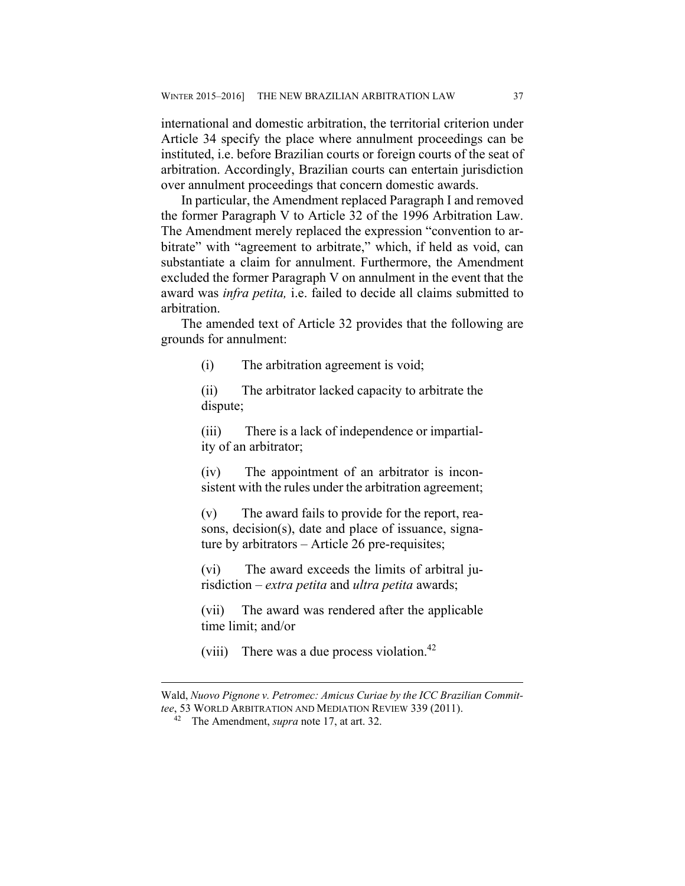international and domestic arbitration, the territorial criterion under Article 34 specify the place where annulment proceedings can be instituted, i.e. before Brazilian courts or foreign courts of the seat of arbitration. Accordingly, Brazilian courts can entertain jurisdiction over annulment proceedings that concern domestic awards.

In particular, the Amendment replaced Paragraph I and removed the former Paragraph V to Article 32 of the 1996 Arbitration Law. The Amendment merely replaced the expression "convention to arbitrate" with "agreement to arbitrate," which, if held as void, can substantiate a claim for annulment. Furthermore, the Amendment excluded the former Paragraph V on annulment in the event that the award was *infra petita,* i.e. failed to decide all claims submitted to arbitration.

The amended text of Article 32 provides that the following are grounds for annulment:

> (i) The arbitration agreement is void;
>
> (ii) The arbitrator lacked capacity to arbitrate the dispute;
>
> (iii) There is a lack of independence or impartiality of an arbitrator;
>
> (iv) The appointment of an arbitrator is inconsistent with the rules under the arbitration agreement;
>
> (v) The award fails to provide for the report, reasons, decision(s), date and place of issuance, signature by arbitrators – Article 26 pre-requisites;
>
> (vi) The award exceeds the limits of arbitral jurisdiction – *extra petita* and *ultra petita* awards;
>
> (vii) The award was rendered after the applicable time limit; and/or
>
> (viii) There was a due process violation.[42]

---

Wald, *Nuovo Pignone v. Petromec: Amicus Curiae by the ICC Brazilian Committee*, 53 WORLD ARBITRATION AND MEDIATION REVIEW 339 (2011).

[42] The Amendment, *supra* note 17, at art. 32.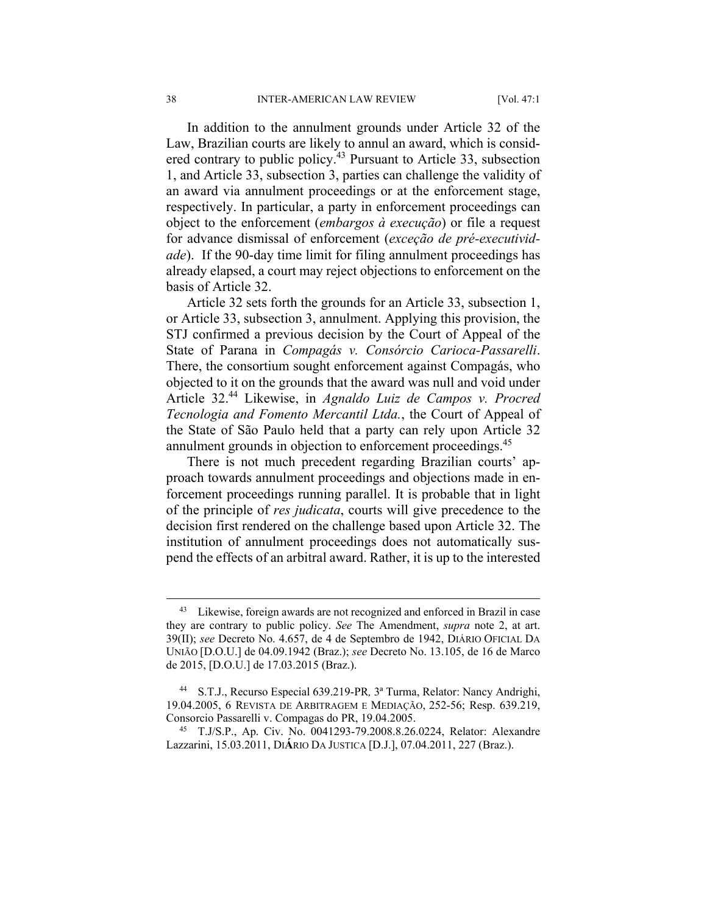In addition to the annulment grounds under Article 32 of the Law, Brazilian courts are likely to annul an award, which is considered contrary to public policy.[43] Pursuant to Article 33, subsection 1, and Article 33, subsection 3, parties can challenge the validity of an award via annulment proceedings or at the enforcement stage, respectively. In particular, a party in enforcement proceedings can object to the enforcement (*embargos à execução*) or file a request for advance dismissal of enforcement (*exceção de pré-executividade*). If the 90-day time limit for filing annulment proceedings has already elapsed, a court may reject objections to enforcement on the basis of Article 32.

Article 32 sets forth the grounds for an Article 33, subsection 1, or Article 33, subsection 3, annulment. Applying this provision, the STJ confirmed a previous decision by the Court of Appeal of the State of Parana in *Compagás v. Consórcio Carioca-Passarelli*. There, the consortium sought enforcement against Compagás, who objected to it on the grounds that the award was null and void under Article 32.[44] Likewise, in *Agnaldo Luiz de Campos v. Procred Tecnologia and Fomento Mercantil Ltda.*, the Court of Appeal of the State of São Paulo held that a party can rely upon Article 32 annulment grounds in objection to enforcement proceedings.[45]

There is not much precedent regarding Brazilian courts' approach towards annulment proceedings and objections made in enforcement proceedings running parallel. It is probable that in light of the principle of *res judicata*, courts will give precedence to the decision first rendered on the challenge based upon Article 32. The institution of annulment proceedings does not automatically suspend the effects of an arbitral award. Rather, it is up to the interested

---

[43] Likewise, foreign awards are not recognized and enforced in Brazil in case they are contrary to public policy. *See* The Amendment, *supra* note 2, at art. 39(II); *see* Decreto No. 4.657, de 4 de Septembro de 1942, DIÁRIO OFICIAL DA UNIÃO [D.O.U.] de 04.09.1942 (Braz.); *see* Decreto No. 13.105, de 16 de Marco de 2015, [D.O.U.] de 17.03.2015 (Braz.).

[44] S.T.J., Recurso Especial 639.219-PR*,* 3ª Turma, Relator: Nancy Andrighi, 19.04.2005, 6 REVISTA DE ARBITRAGEM E MEDIAÇÃO, 252-56; Resp. 639.219, Consorcio Passarelli v. Compagas do PR, 19.04.2005.

[45] T.J/S.P., Ap. Civ. No. 0041293-79.2008.8.26.0224, Relator: Alexandre Lazzarini, 15.03.2011, DIÁRIO DA JUSTICA [D.J.], 07.04.2011, 227 (Braz.).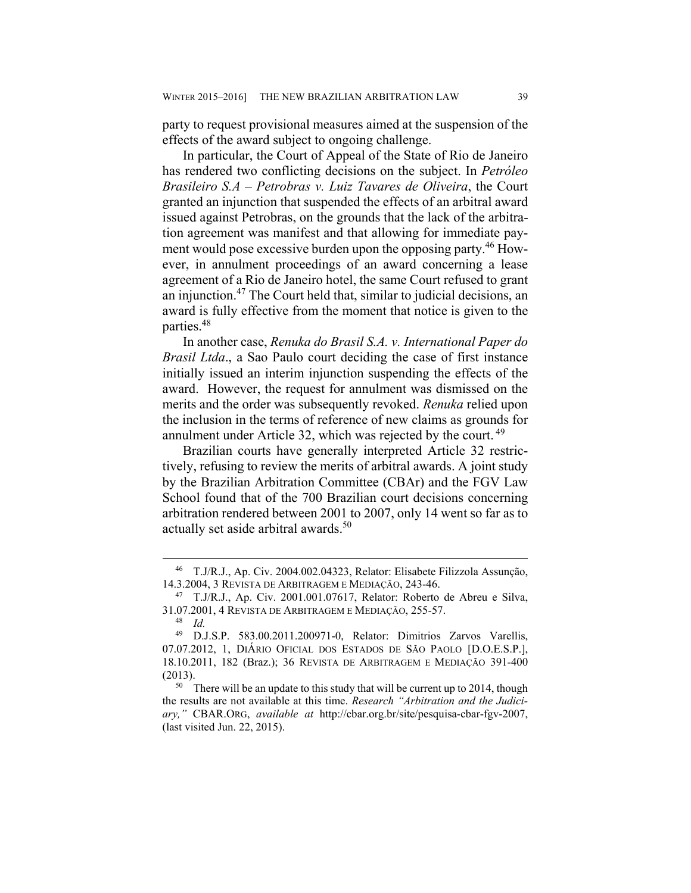party to request provisional measures aimed at the suspension of the effects of the award subject to ongoing challenge.

In particular, the Court of Appeal of the State of Rio de Janeiro has rendered two conflicting decisions on the subject. In *Petróleo Brasileiro S.A – Petrobras v. Luiz Tavares de Oliveira*, the Court granted an injunction that suspended the effects of an arbitral award issued against Petrobras, on the grounds that the lack of the arbitration agreement was manifest and that allowing for immediate payment would pose excessive burden upon the opposing party.[46] However, in annulment proceedings of an award concerning a lease agreement of a Rio de Janeiro hotel, the same Court refused to grant an injunction.[47] The Court held that, similar to judicial decisions, an award is fully effective from the moment that notice is given to the parties.[48]

In another case, *Renuka do Brasil S.A. v. International Paper do Brasil Ltda*., a Sao Paulo court deciding the case of first instance initially issued an interim injunction suspending the effects of the award. However, the request for annulment was dismissed on the merits and the order was subsequently revoked. *Renuka* relied upon the inclusion in the terms of reference of new claims as grounds for annulment under Article 32, which was rejected by the court.[49]

Brazilian courts have generally interpreted Article 32 restrictively, refusing to review the merits of arbitral awards. A joint study by the Brazilian Arbitration Committee (CBAr) and the FGV Law School found that of the 700 Brazilian court decisions concerning arbitration rendered between 2001 to 2007, only 14 went so far as to actually set aside arbitral awards.[50]

---

[46] T.J/R.J., Ap. Civ. 2004.002.04323, Relator: Elisabete Filizzola Assunção, 14.3.2004, 3 REVISTA DE ARBITRAGEM E MEDIAÇÃO, 243-46.

[47] T.J/R.J., Ap. Civ. 2001.001.07617, Relator: Roberto de Abreu e Silva, 31.07.2001, 4 REVISTA DE ARBITRAGEM E MEDIAÇÃO, 255-57.

[48] *Id.*

[49] D.J.S.P. 583.00.2011.200971-0, Relator: Dimitrios Zarvos Varellis, 07.07.2012, 1, DIÁRIO OFICIAL DOS ESTADOS DE SÃO PAOLO [D.O.E.S.P.], 18.10.2011, 182 (Braz.); 36 REVISTA DE ARBITRAGEM E MEDIAÇÃO 391-400 (2013).

[50] There will be an update to this study that will be current up to 2014, though the results are not available at this time. *Research "Arbitration and the Judiciary,"* CBAR.ORG, *available at* http://cbar.org.br/site/pesquisa-cbar-fgv-2007, (last visited Jun. 22, 2015).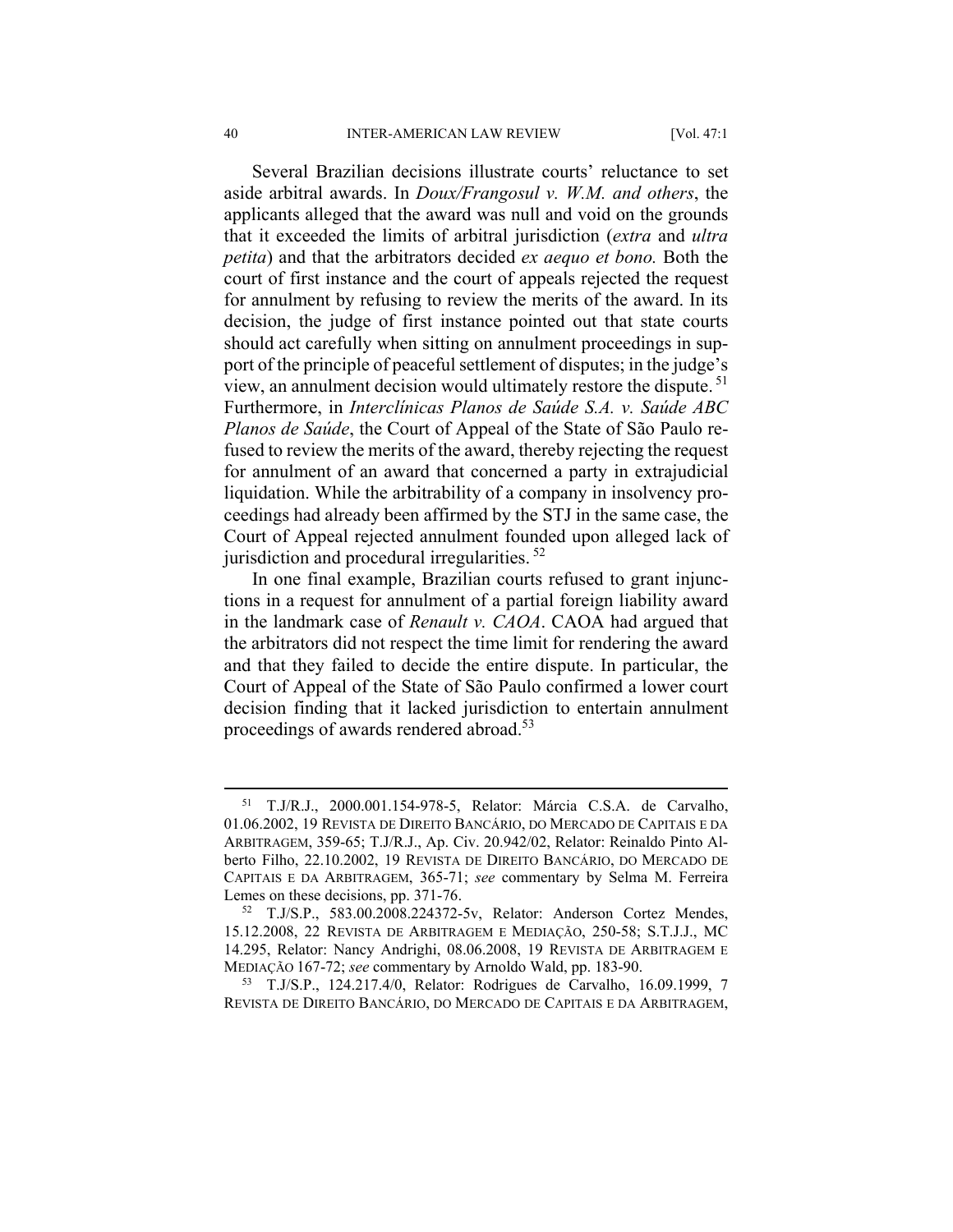Several Brazilian decisions illustrate courts' reluctance to set aside arbitral awards. In *Doux/Frangosul v. W.M. and others*, the applicants alleged that the award was null and void on the grounds that it exceeded the limits of arbitral jurisdiction (*extra* and *ultra petita*) and that the arbitrators decided *ex aequo et bono.* Both the court of first instance and the court of appeals rejected the request for annulment by refusing to review the merits of the award. In its decision, the judge of first instance pointed out that state courts should act carefully when sitting on annulment proceedings in support of the principle of peaceful settlement of disputes; in the judge's view, an annulment decision would ultimately restore the dispute. [51] Furthermore, in *Interclínicas Planos de Saúde S.A. v. Saúde ABC Planos de Saúde*, the Court of Appeal of the State of São Paulo refused to review the merits of the award, thereby rejecting the request for annulment of an award that concerned a party in extrajudicial liquidation. While the arbitrability of a company in insolvency proceedings had already been affirmed by the STJ in the same case, the Court of Appeal rejected annulment founded upon alleged lack of jurisdiction and procedural irregularities. [52]

In one final example, Brazilian courts refused to grant injunctions in a request for annulment of a partial foreign liability award in the landmark case of *Renault v. CAOA*. CAOA had argued that the arbitrators did not respect the time limit for rendering the award and that they failed to decide the entire dispute. In particular, the Court of Appeal of the State of São Paulo confirmed a lower court decision finding that it lacked jurisdiction to entertain annulment proceedings of awards rendered abroad.[53]

---

[51] T.J/R.J., 2000.001.154-978-5, Relator: Márcia C.S.A. de Carvalho, 01.06.2002, 19 REVISTA DE DIREITO BANCÁRIO, DO MERCADO DE CAPITAIS E DA ARBITRAGEM, 359-65; T.J/R.J., Ap. Civ. 20.942/02, Relator: Reinaldo Pinto Alberto Filho, 22.10.2002, 19 REVISTA DE DIREITO BANCÁRIO, DO MERCADO DE CAPITAIS E DA ARBITRAGEM, 365-71; *see* commentary by Selma M. Ferreira Lemes on these decisions, pp. 371-76.

[52] T.J/S.P., 583.00.2008.224372-5v, Relator: Anderson Cortez Mendes, 15.12.2008, 22 REVISTA DE ARBITRAGEM E MEDIAÇÃO, 250-58; S.T.J.J., MC 14.295, Relator: Nancy Andrighi, 08.06.2008, 19 REVISTA DE ARBITRAGEM E MEDIAÇÃO 167-72; *see* commentary by Arnoldo Wald, pp. 183-90.

[53] T.J/S.P., 124.217.4/0, Relator: Rodrigues de Carvalho, 16.09.1999, 7 REVISTA DE DIREITO BANCÁRIO, DO MERCADO DE CAPITAIS E DA ARBITRAGEM,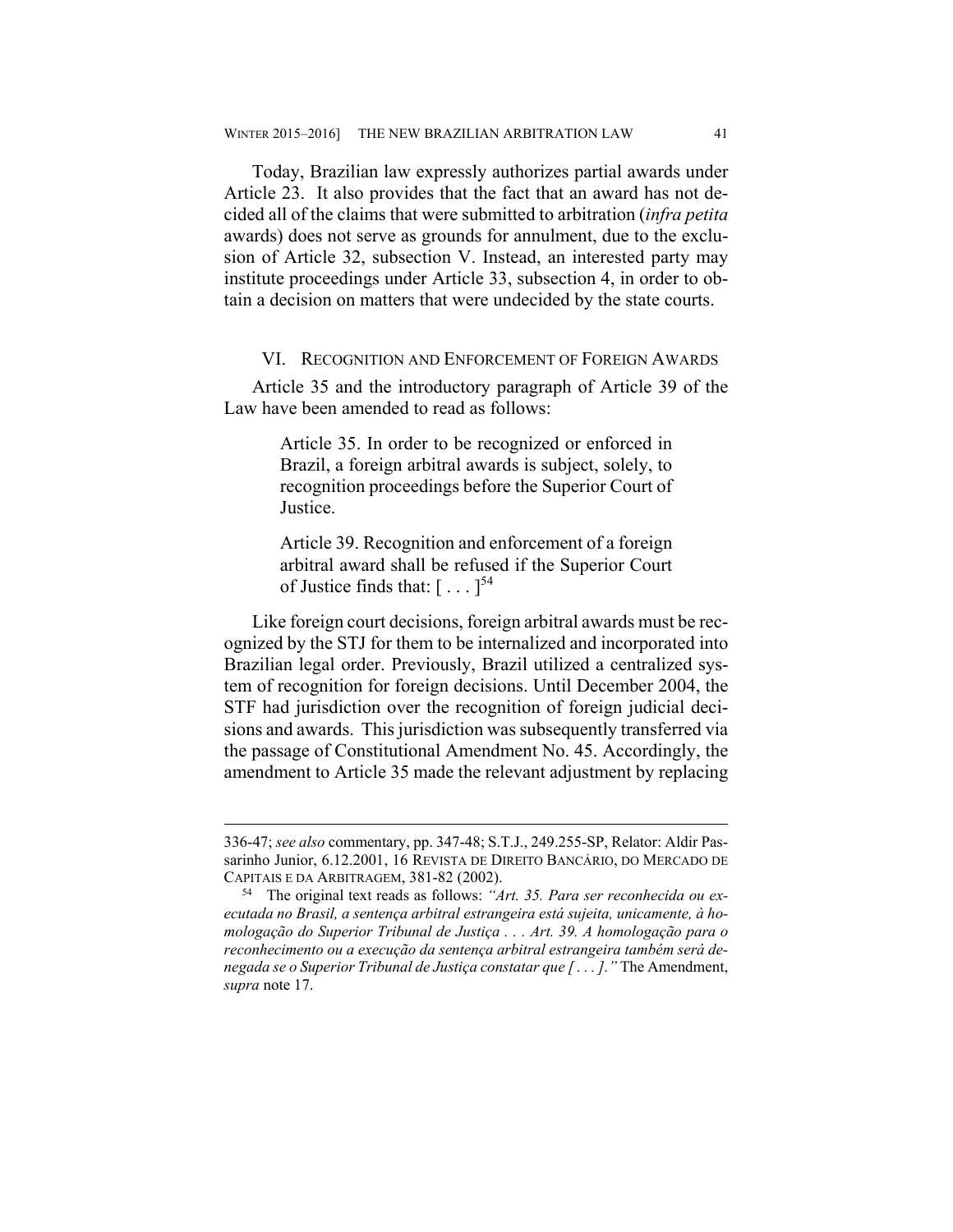Today, Brazilian law expressly authorizes partial awards under Article 23. It also provides that the fact that an award has not decided all of the claims that were submitted to arbitration (*infra petita* awards) does not serve as grounds for annulment, due to the exclusion of Article 32, subsection V. Instead, an interested party may institute proceedings under Article 33, subsection 4, in order to obtain a decision on matters that were undecided by the state courts.

## VI. Recognition and Enforcement of Foreign Awards

Article 35 and the introductory paragraph of Article 39 of the Law have been amended to read as follows:

> Article 35. In order to be recognized or enforced in Brazil, a foreign arbitral awards is subject, solely, to recognition proceedings before the Superior Court of Justice.
>
> Article 39. Recognition and enforcement of a foreign arbitral award shall be refused if the Superior Court of Justice finds that: [ . . . ][54]

Like foreign court decisions, foreign arbitral awards must be recognized by the STJ for them to be internalized and incorporated into Brazilian legal order. Previously, Brazil utilized a centralized system of recognition for foreign decisions. Until December 2004, the STF had jurisdiction over the recognition of foreign judicial decisions and awards. This jurisdiction was subsequently transferred via the passage of Constitutional Amendment No. 45. Accordingly, the amendment to Article 35 made the relevant adjustment by replacing

---

336-47; *see also* commentary, pp. 347-48; S.T.J., 249.255-SP, Relator: Aldir Passarinho Junior, 6.12.2001, 16 Revista de Direito Bancário, do Mercado de Capitais e da Arbitragem, 381-82 (2002).

[54] The original text reads as follows: *"Art. 35. Para ser reconhecida ou executada no Brasil, a sentença arbitral estrangeira está sujeita, unicamente, à homologação do Superior Tribunal de Justiça . . . Art. 39. A homologação para o reconhecimento ou a execução da sentença arbitral estrangeira também será denegada se o Superior Tribunal de Justiça constatar que [ . . . ]."* The Amendment, *supra* note 17.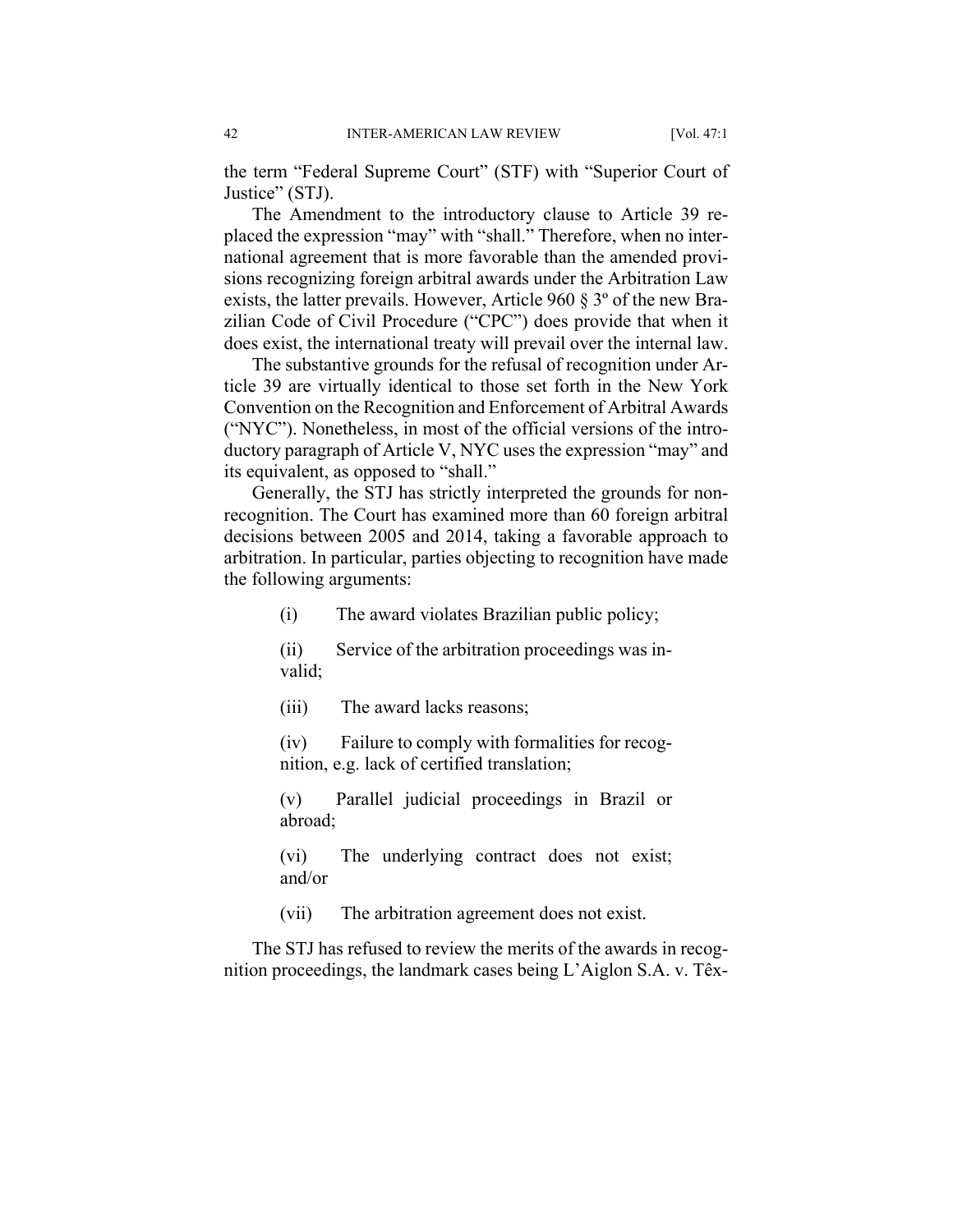the term “Federal Supreme Court” (STF) with “Superior Court of Justice” (STJ).

The Amendment to the introductory clause to Article 39 replaced the expression “may” with “shall.” Therefore, when no international agreement that is more favorable than the amended provisions recognizing foreign arbitral awards under the Arbitration Law exists, the latter prevails. However, Article 960 § 3º of the new Brazilian Code of Civil Procedure (“CPC”) does provide that when it does exist, the international treaty will prevail over the internal law.

The substantive grounds for the refusal of recognition under Article 39 are virtually identical to those set forth in the New York Convention on the Recognition and Enforcement of Arbitral Awards (“NYC”). Nonetheless, in most of the official versions of the introductory paragraph of Article V, NYC uses the expression “may” and its equivalent, as opposed to “shall.”

Generally, the STJ has strictly interpreted the grounds for non-recognition. The Court has examined more than 60 foreign arbitral decisions between 2005 and 2014, taking a favorable approach to arbitration. In particular, parties objecting to recognition have made the following arguments:

> (i) The award violates Brazilian public policy;
>
> (ii) Service of the arbitration proceedings was invalid;
>
> (iii) The award lacks reasons;
>
> (iv) Failure to comply with formalities for recognition, e.g. lack of certified translation;
>
> (v) Parallel judicial proceedings in Brazil or abroad;
>
> (vi) The underlying contract does not exist; and/or
>
> (vii) The arbitration agreement does not exist.

The STJ has refused to review the merits of the awards in recognition proceedings, the landmark cases being L’Aiglon S.A. v. Têx-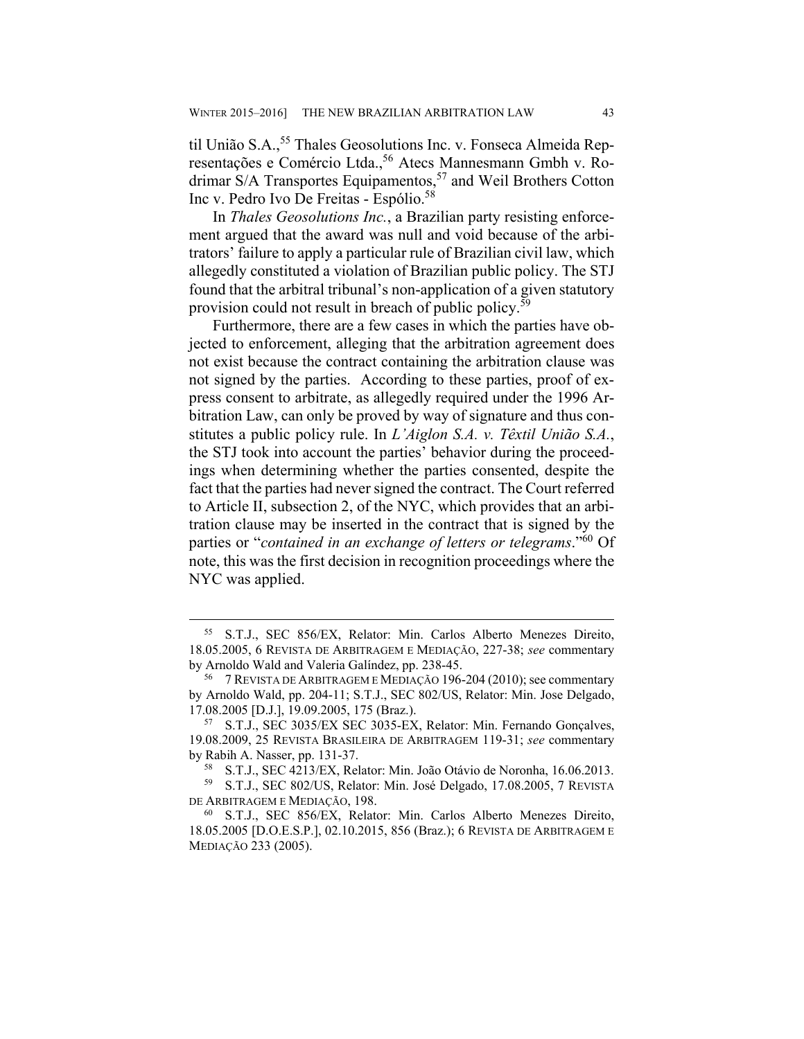til União S.A.,[55] Thales Geosolutions Inc. v. Fonseca Almeida Representações e Comércio Ltda.,[56] Atecs Mannesmann Gmbh v. Rodrimar S/A Transportes Equipamentos,[57] and Weil Brothers Cotton Inc v. Pedro Ivo De Freitas - Espólio.[58]

In *Thales Geosolutions Inc.*, a Brazilian party resisting enforcement argued that the award was null and void because of the arbitrators' failure to apply a particular rule of Brazilian civil law, which allegedly constituted a violation of Brazilian public policy. The STJ found that the arbitral tribunal's non-application of a given statutory provision could not result in breach of public policy.[59]

Furthermore, there are a few cases in which the parties have objected to enforcement, alleging that the arbitration agreement does not exist because the contract containing the arbitration clause was not signed by the parties. According to these parties, proof of express consent to arbitrate, as allegedly required under the 1996 Arbitration Law, can only be proved by way of signature and thus constitutes a public policy rule. In *L'Aiglon S.A. v. Têxtil União S.A.*, the STJ took into account the parties' behavior during the proceedings when determining whether the parties consented, despite the fact that the parties had never signed the contract. The Court referred to Article II, subsection 2, of the NYC, which provides that an arbitration clause may be inserted in the contract that is signed by the parties or "*contained in an exchange of letters or telegrams*."[60] Of note, this was the first decision in recognition proceedings where the NYC was applied.

---

[55] S.T.J., SEC 856/EX, Relator: Min. Carlos Alberto Menezes Direito, 18.05.2005, 6 REVISTA DE ARBITRAGEM E MEDIAÇÃO, 227-38; *see* commentary by Arnoldo Wald and Valeria Galíndez, pp. 238-45.

[56] 7 REVISTA DE ARBITRAGEM E MEDIAÇÃO 196-204 (2010); see commentary by Arnoldo Wald, pp. 204-11; S.T.J., SEC 802/US, Relator: Min. Jose Delgado, 17.08.2005 [D.J.], 19.09.2005, 175 (Braz.).

[57] S.T.J., SEC 3035/EX SEC 3035-EX, Relator: Min. Fernando Gonçalves, 19.08.2009, 25 REVISTA BRASILEIRA DE ARBITRAGEM 119-31; *see* commentary by Rabih A. Nasser, pp. 131-37.

[58] S.T.J., SEC 4213/EX, Relator: Min. João Otávio de Noronha, 16.06.2013.

[59] S.T.J., SEC 802/US, Relator: Min. José Delgado, 17.08.2005, 7 REVISTA DE ARBITRAGEM E MEDIAÇÃO, 198.

[60] S.T.J., SEC 856/EX, Relator: Min. Carlos Alberto Menezes Direito, 18.05.2005 [D.O.E.S.P.], 02.10.2015, 856 (Braz.); 6 REVISTA DE ARBITRAGEM E MEDIAÇÃO 233 (2005).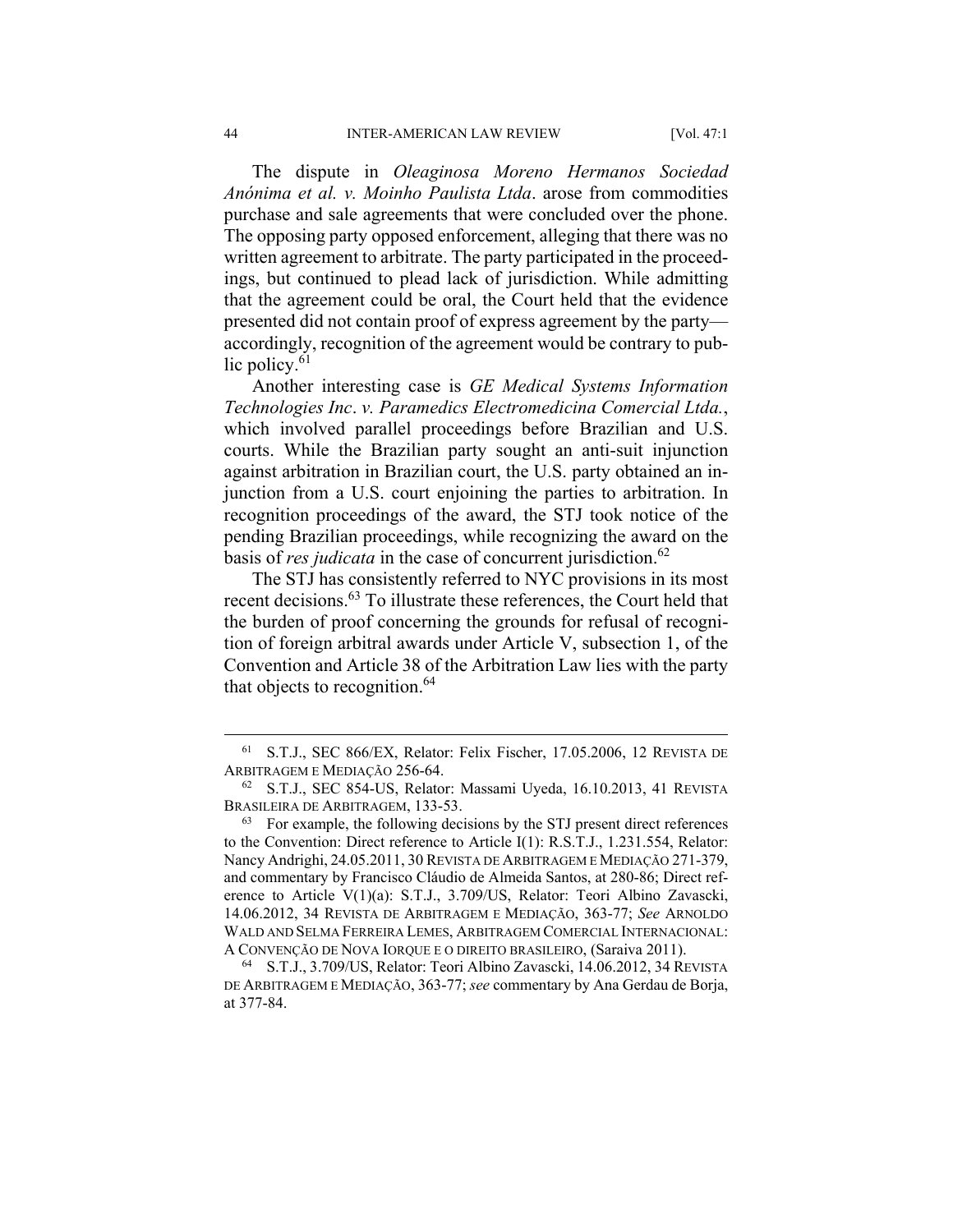The dispute in *Oleaginosa Moreno Hermanos Sociedad Anónima et al. v. Moinho Paulista Ltda*. arose from commodities purchase and sale agreements that were concluded over the phone. The opposing party opposed enforcement, alleging that there was no written agreement to arbitrate. The party participated in the proceedings, but continued to plead lack of jurisdiction. While admitting that the agreement could be oral, the Court held that the evidence presented did not contain proof of express agreement by the party—accordingly, recognition of the agreement would be contrary to public policy.[61]

Another interesting case is *GE Medical Systems Information Technologies Inc*. *v. Paramedics Electromedicina Comercial Ltda.*, which involved parallel proceedings before Brazilian and U.S. courts. While the Brazilian party sought an anti-suit injunction against arbitration in Brazilian court, the U.S. party obtained an injunction from a U.S. court enjoining the parties to arbitration. In recognition proceedings of the award, the STJ took notice of the pending Brazilian proceedings, while recognizing the award on the basis of *res judicata* in the case of concurrent jurisdiction.[62]

The STJ has consistently referred to NYC provisions in its most recent decisions.[63] To illustrate these references, the Court held that the burden of proof concerning the grounds for refusal of recognition of foreign arbitral awards under Article V, subsection 1, of the Convention and Article 38 of the Arbitration Law lies with the party that objects to recognition.[64]

---

[61] S.T.J., SEC 866/EX, Relator: Felix Fischer, 17.05.2006, 12 REVISTA DE ARBITRAGEM E MEDIAÇÃO 256-64.

[62] S.T.J., SEC 854-US, Relator: Massami Uyeda, 16.10.2013, 41 REVISTA BRASILEIRA DE ARBITRAGEM, 133-53.

[63] For example, the following decisions by the STJ present direct references to the Convention: Direct reference to Article I(1): R.S.T.J., 1.231.554, Relator: Nancy Andrighi, 24.05.2011, 30 REVISTA DE ARBITRAGEM E MEDIAÇÃO 271-379, and commentary by Francisco Cláudio de Almeida Santos, at 280-86; Direct reference to Article V(1)(a): S.T.J., 3.709/US, Relator: Teori Albino Zavascki, 14.06.2012, 34 REVISTA DE ARBITRAGEM E MEDIAÇÃO, 363-77; *See* ARNOLDO WALD AND SELMA FERREIRA LEMES, ARBITRAGEM COMERCIAL INTERNACIONAL: A CONVENÇÃO DE NOVA IORQUE E O DIREITO BRASILEIRO, (Saraiva 2011).

[64] S.T.J., 3.709/US, Relator: Teori Albino Zavascki, 14.06.2012, 34 REVISTA DE ARBITRAGEM E MEDIAÇÃO, 363-77; *see* commentary by Ana Gerdau de Borja, at 377-84.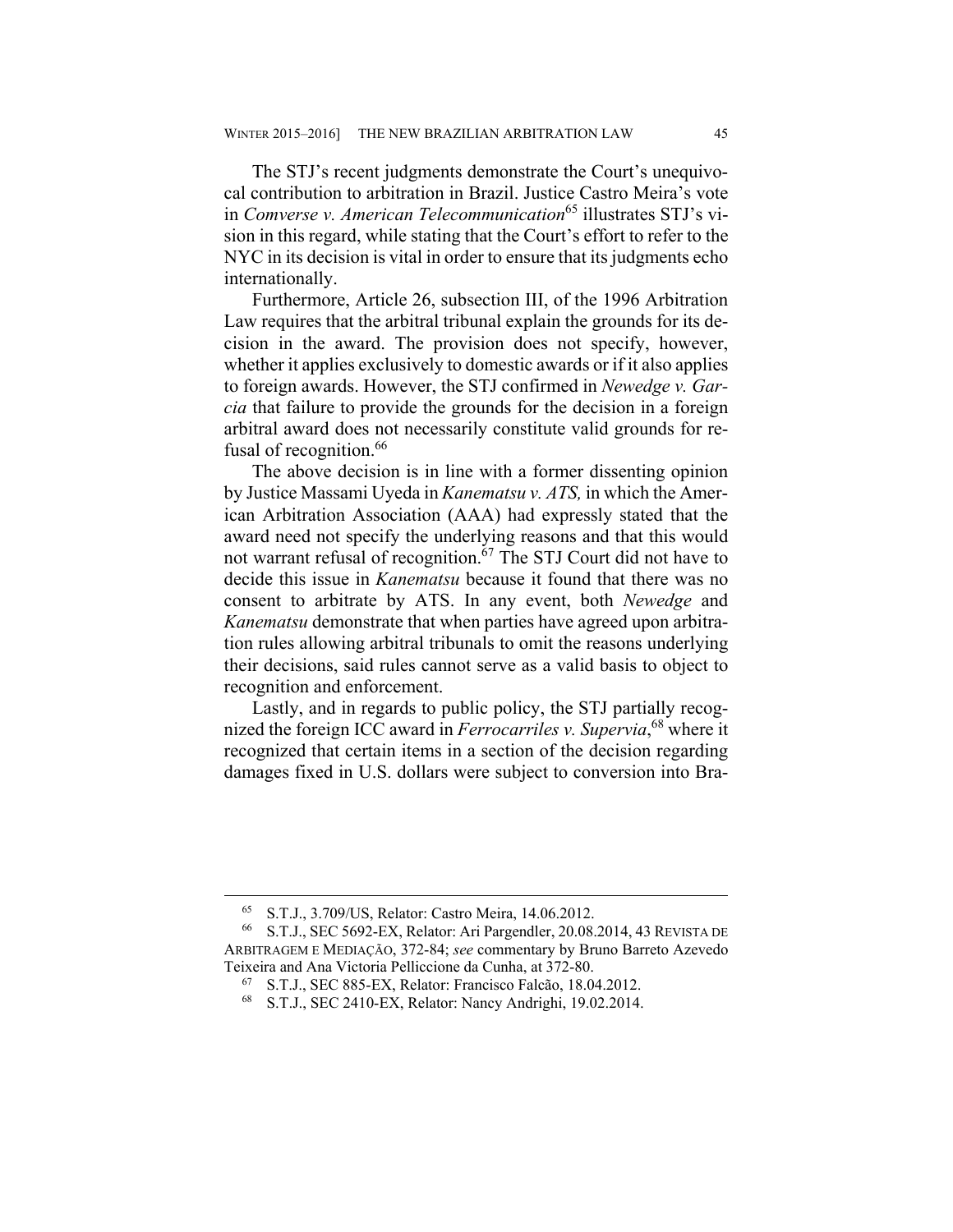The STJ's recent judgments demonstrate the Court's unequivocal contribution to arbitration in Brazil. Justice Castro Meira's vote in *Comverse v. American Telecommunication*[65] illustrates STJ's vision in this regard, while stating that the Court's effort to refer to the NYC in its decision is vital in order to ensure that its judgments echo internationally.

Furthermore, Article 26, subsection III, of the 1996 Arbitration Law requires that the arbitral tribunal explain the grounds for its decision in the award. The provision does not specify, however, whether it applies exclusively to domestic awards or if it also applies to foreign awards. However, the STJ confirmed in *Newedge v. Garcia* that failure to provide the grounds for the decision in a foreign arbitral award does not necessarily constitute valid grounds for refusal of recognition.[66]

The above decision is in line with a former dissenting opinion by Justice Massami Uyeda in *Kanematsu v. ATS,* in which the American Arbitration Association (AAA) had expressly stated that the award need not specify the underlying reasons and that this would not warrant refusal of recognition.[67] The STJ Court did not have to decide this issue in *Kanematsu* because it found that there was no consent to arbitrate by ATS. In any event, both *Newedge* and *Kanematsu* demonstrate that when parties have agreed upon arbitration rules allowing arbitral tribunals to omit the reasons underlying their decisions, said rules cannot serve as a valid basis to object to recognition and enforcement.

Lastly, and in regards to public policy, the STJ partially recognized the foreign ICC award in *Ferrocarriles v. Supervia*,[68] where it recognized that certain items in a section of the decision regarding damages fixed in U.S. dollars were subject to conversion into Bra-

---

[65] S.T.J., 3.709/US, Relator: Castro Meira, 14.06.2012.

[66] S.T.J., SEC 5692-EX, Relator: Ari Pargendler, 20.08.2014, 43 REVISTA DE ARBITRAGEM E MEDIAÇÃO, 372-84; *see* commentary by Bruno Barreto Azevedo Teixeira and Ana Victoria Pelliccione da Cunha, at 372-80.

[67] S.T.J., SEC 885-EX, Relator: Francisco Falcão, 18.04.2012.

[68] S.T.J., SEC 2410-EX, Relator: Nancy Andrighi, 19.02.2014.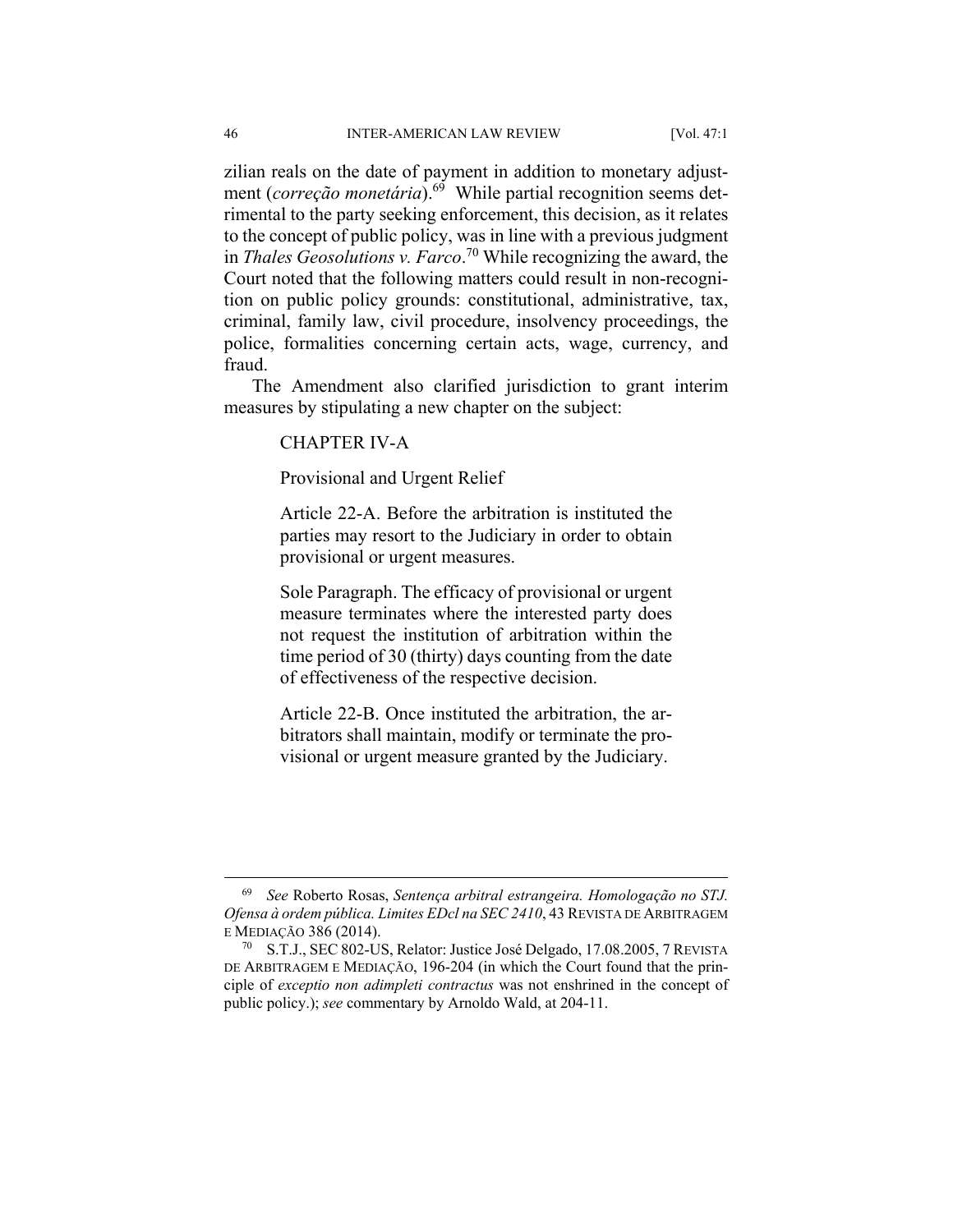zilian reals on the date of payment in addition to monetary adjustment (*correção monetária*).[69] While partial recognition seems detrimental to the party seeking enforcement, this decision, as it relates to the concept of public policy, was in line with a previous judgment in *Thales Geosolutions v. Farco*.[70] While recognizing the award, the Court noted that the following matters could result in non-recognition on public policy grounds: constitutional, administrative, tax, criminal, family law, civil procedure, insolvency proceedings, the police, formalities concerning certain acts, wage, currency, and fraud.

The Amendment also clarified jurisdiction to grant interim measures by stipulating a new chapter on the subject:

> CHAPTER IV-A
>
> Provisional and Urgent Relief
>
> Article 22-A. Before the arbitration is instituted the parties may resort to the Judiciary in order to obtain provisional or urgent measures.
>
> Sole Paragraph. The efficacy of provisional or urgent measure terminates where the interested party does not request the institution of arbitration within the time period of 30 (thirty) days counting from the date of effectiveness of the respective decision.
>
> Article 22-B. Once instituted the arbitration, the arbitrators shall maintain, modify or terminate the provisional or urgent measure granted by the Judiciary.

---

[69] *See* Roberto Rosas, *Sentença arbitral estrangeira. Homologação no STJ. Ofensa à ordem pública. Limites EDcl na SEC 2410*, 43 REVISTA DE ARBITRAGEM E MEDIAÇÃO 386 (2014).

[70] S.T.J., SEC 802-US, Relator: Justice José Delgado, 17.08.2005, 7 REVISTA DE ARBITRAGEM E MEDIAÇÃO, 196-204 (in which the Court found that the principle of *exceptio non adimpleti contractus* was not enshrined in the concept of public policy.); *see* commentary by Arnoldo Wald, at 204-11.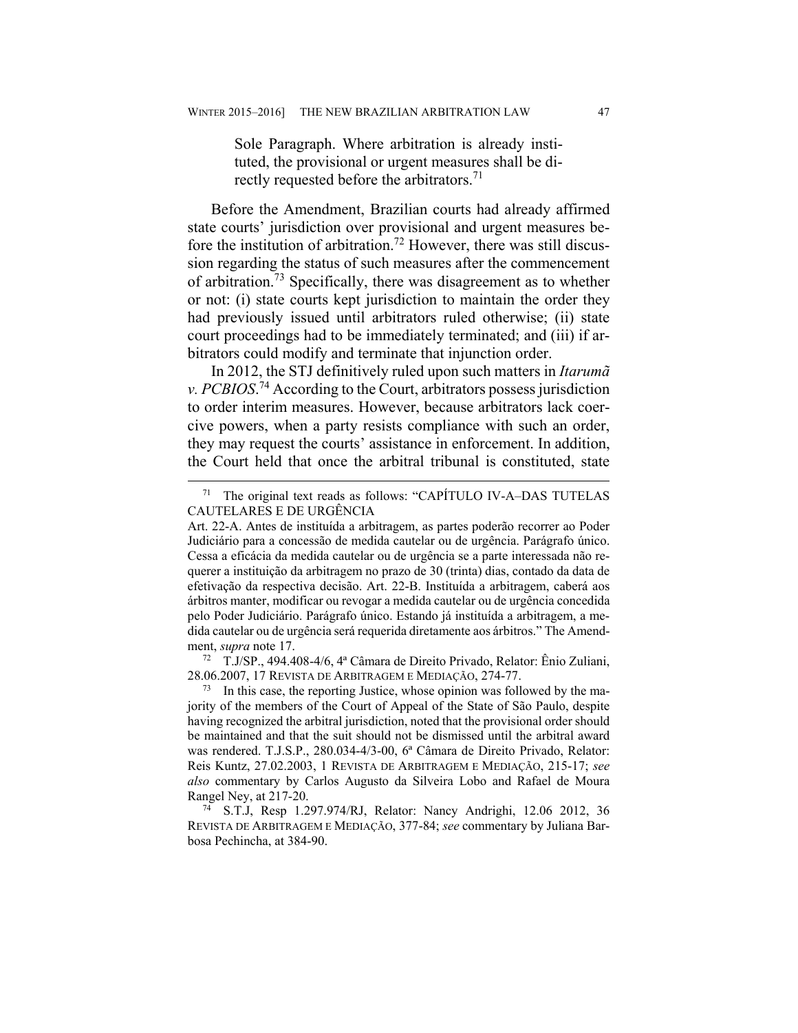> Sole Paragraph. Where arbitration is already instituted, the provisional or urgent measures shall be directly requested before the arbitrators.[71]

Before the Amendment, Brazilian courts had already affirmed state courts' jurisdiction over provisional and urgent measures before the institution of arbitration.[72] However, there was still discussion regarding the status of such measures after the commencement of arbitration.[73] Specifically, there was disagreement as to whether or not: (i) state courts kept jurisdiction to maintain the order they had previously issued until arbitrators ruled otherwise; (ii) state court proceedings had to be immediately terminated; and (iii) if arbitrators could modify and terminate that injunction order.

In 2012, the STJ definitively ruled upon such matters in *Itarumã v. PCBIOS*.[74] According to the Court, arbitrators possess jurisdiction to order interim measures. However, because arbitrators lack coercive powers, when a party resists compliance with such an order, they may request the courts' assistance in enforcement. In addition, the Court held that once the arbitral tribunal is constituted, state

---

[71] The original text reads as follows: "CAPÍTULO IV-A–DAS TUTELAS CAUTELARES E DE URGÊNCIA

Art. 22-A. Antes de instituída a arbitragem, as partes poderão recorrer ao Poder Judiciário para a concessão de medida cautelar ou de urgência. Parágrafo único. Cessa a eficácia da medida cautelar ou de urgência se a parte interessada não requerer a instituição da arbitragem no prazo de 30 (trinta) dias, contado da data de efetivação da respectiva decisão. Art. 22-B. Instituída a arbitragem, caberá aos árbitros manter, modificar ou revogar a medida cautelar ou de urgência concedida pelo Poder Judiciário. Parágrafo único. Estando já instituída a arbitragem, a medida cautelar ou de urgência será requerida diretamente aos árbitros." The Amendment, *supra* note 17.

[72] T.J/SP., 494.408-4/6, 4ª Câmara de Direito Privado, Relator: Ênio Zuliani, 28.06.2007, 17 REVISTA DE ARBITRAGEM E MEDIAÇÃO, 274-77.

[73] In this case, the reporting Justice, whose opinion was followed by the majority of the members of the Court of Appeal of the State of São Paulo, despite having recognized the arbitral jurisdiction, noted that the provisional order should be maintained and that the suit should not be dismissed until the arbitral award was rendered. T.J.S.P., 280.034-4/3-00, 6ª Câmara de Direito Privado, Relator: Reis Kuntz, 27.02.2003, 1 REVISTA DE ARBITRAGEM E MEDIAÇÃO, 215-17; *see also* commentary by Carlos Augusto da Silveira Lobo and Rafael de Moura Rangel Ney, at 217-20.

[74] S.T.J, Resp 1.297.974/RJ, Relator: Nancy Andrighi, 12.06 2012, 36 REVISTA DE ARBITRAGEM E MEDIAÇÃO, 377-84; *see* commentary by Juliana Barbosa Pechincha, at 384-90.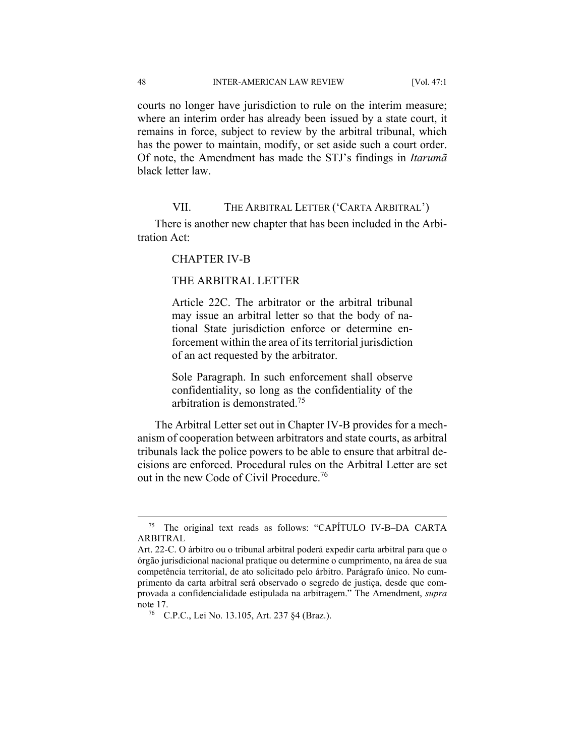courts no longer have jurisdiction to rule on the interim measure; where an interim order has already been issued by a state court, it remains in force, subject to review by the arbitral tribunal, which has the power to maintain, modify, or set aside such a court order. Of note, the Amendment has made the STJ's findings in *Itarumã* black letter law.

## VII. THE ARBITRAL LETTER ('CARTA ARBITRAL')

There is another new chapter that has been included in the Arbitration Act:

> CHAPTER IV-B
>
> THE ARBITRAL LETTER
>
> Article 22C. The arbitrator or the arbitral tribunal may issue an arbitral letter so that the body of national State jurisdiction enforce or determine enforcement within the area of its territorial jurisdiction of an act requested by the arbitrator.
>
> Sole Paragraph. In such enforcement shall observe confidentiality, so long as the confidentiality of the arbitration is demonstrated.[75]

The Arbitral Letter set out in Chapter IV-B provides for a mechanism of cooperation between arbitrators and state courts, as arbitral tribunals lack the police powers to be able to ensure that arbitral decisions are enforced. Procedural rules on the Arbitral Letter are set out in the new Code of Civil Procedure.[76]

---

[75] The original text reads as follows: "CAPÍTULO IV-B–DA CARTA ARBITRAL
Art. 22-C. O árbitro ou o tribunal arbitral poderá expedir carta arbitral para que o órgão jurisdicional nacional pratique ou determine o cumprimento, na área de sua competência territorial, de ato solicitado pelo árbitro. Parágrafo único. No cumprimento da carta arbitral será observado o segredo de justiça, desde que comprovada a confidencialidade estipulada na arbitragem." The Amendment, *supra* note 17.

[76] C.P.C., Lei No. 13.105, Art. 237 §4 (Braz.).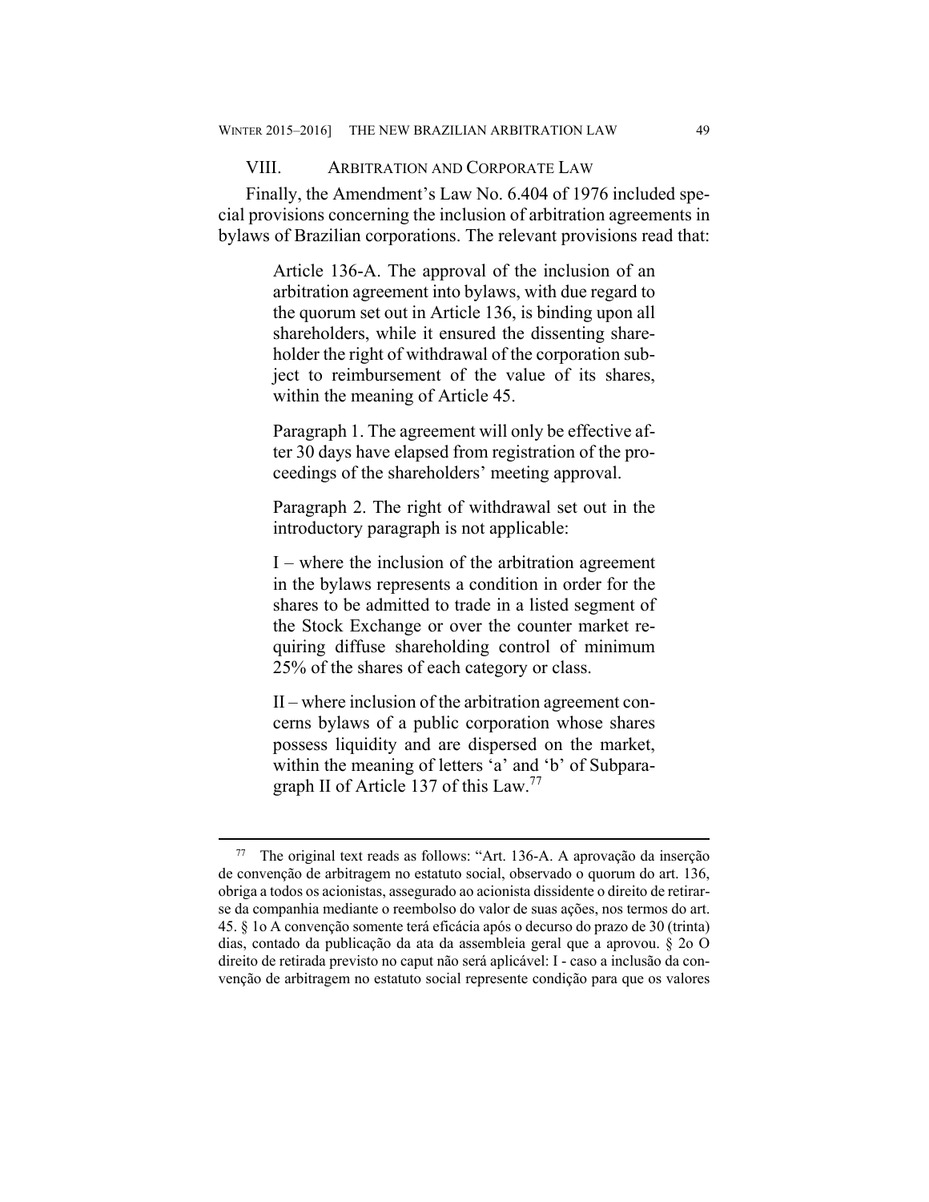## VIII. ARBITRATION AND CORPORATE LAW

Finally, the Amendment's Law No. 6.404 of 1976 included special provisions concerning the inclusion of arbitration agreements in bylaws of Brazilian corporations. The relevant provisions read that:

> Article 136-A. The approval of the inclusion of an arbitration agreement into bylaws, with due regard to the quorum set out in Article 136, is binding upon all shareholders, while it ensured the dissenting shareholder the right of withdrawal of the corporation subject to reimbursement of the value of its shares, within the meaning of Article 45.
>
> Paragraph 1. The agreement will only be effective after 30 days have elapsed from registration of the proceedings of the shareholders' meeting approval.
>
> Paragraph 2. The right of withdrawal set out in the introductory paragraph is not applicable:
>
> I – where the inclusion of the arbitration agreement in the bylaws represents a condition in order for the shares to be admitted to trade in a listed segment of the Stock Exchange or over the counter market requiring diffuse shareholding control of minimum 25% of the shares of each category or class.
>
> II – where inclusion of the arbitration agreement concerns bylaws of a public corporation whose shares possess liquidity and are dispersed on the market, within the meaning of letters 'a' and 'b' of Subparagraph II of Article 137 of this Law.[77]

---

[77] The original text reads as follows: "Art. 136-A. A aprovação da inserção de convenção de arbitragem no estatuto social, observado o quorum do art. 136, obriga a todos os acionistas, assegurado ao acionista dissidente o direito de retirar-se da companhia mediante o reembolso do valor de suas ações, nos termos do art. 45. § 1o A convenção somente terá eficácia após o decurso do prazo de 30 (trinta) dias, contado da publicação da ata da assembleia geral que a aprovou. § 2o O direito de retirada previsto no caput não será aplicável: I - caso a inclusão da convenção de arbitragem no estatuto social represente condição para que os valores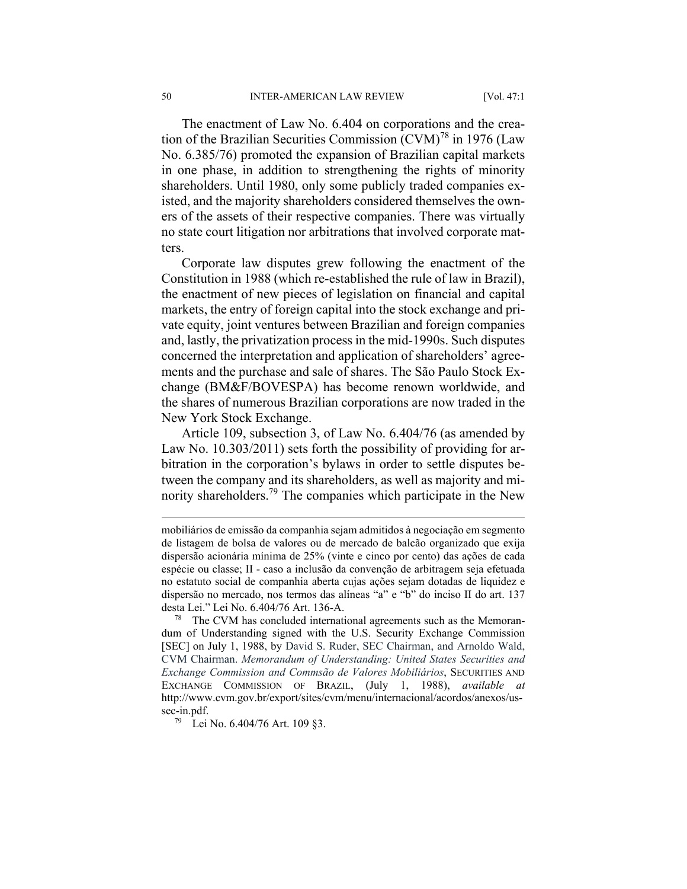The enactment of Law No. 6.404 on corporations and the creation of the Brazilian Securities Commission (CVM)[78] in 1976 (Law No. 6.385/76) promoted the expansion of Brazilian capital markets in one phase, in addition to strengthening the rights of minority shareholders. Until 1980, only some publicly traded companies existed, and the majority shareholders considered themselves the owners of the assets of their respective companies. There was virtually no state court litigation nor arbitrations that involved corporate matters.

Corporate law disputes grew following the enactment of the Constitution in 1988 (which re-established the rule of law in Brazil), the enactment of new pieces of legislation on financial and capital markets, the entry of foreign capital into the stock exchange and private equity, joint ventures between Brazilian and foreign companies and, lastly, the privatization process in the mid-1990s. Such disputes concerned the interpretation and application of shareholders' agreements and the purchase and sale of shares. The São Paulo Stock Exchange (BM&F/BOVESPA) has become renown worldwide, and the shares of numerous Brazilian corporations are now traded in the New York Stock Exchange.

Article 109, subsection 3, of Law No. 6.404/76 (as amended by Law No. 10.303/2011) sets forth the possibility of providing for arbitration in the corporation's bylaws in order to settle disputes between the company and its shareholders, as well as majority and minority shareholders.[79] The companies which participate in the New

---

mobiliários de emissão da companhia sejam admitidos à negociação em segmento de listagem de bolsa de valores ou de mercado de balcão organizado que exija dispersão acionária mínima de 25% (vinte e cinco por cento) das ações de cada espécie ou classe; II - caso a inclusão da convenção de arbitragem seja efetuada no estatuto social de companhia aberta cujas ações sejam dotadas de liquidez e dispersão no mercado, nos termos das alíneas "a" e "b" do inciso II do art. 137 desta Lei." Lei No. 6.404/76 Art. 136-A.

[78] The CVM has concluded international agreements such as the Memorandum of Understanding signed with the U.S. Security Exchange Commission [SEC] on July 1, 1988, by David S. Ruder, SEC Chairman, and Arnoldo Wald, CVM Chairman. *Memorandum of Understanding: United States Securities and Exchange Commission and Commsão de Valores Mobiliários*, SECURITIES AND EXCHANGE COMMISSION OF BRAZIL, (July 1, 1988), *available at* http://www.cvm.gov.br/export/sites/cvm/menu/internacional/acordos/anexos/us-sec-in.pdf.

[79] Lei No. 6.404/76 Art. 109 §3.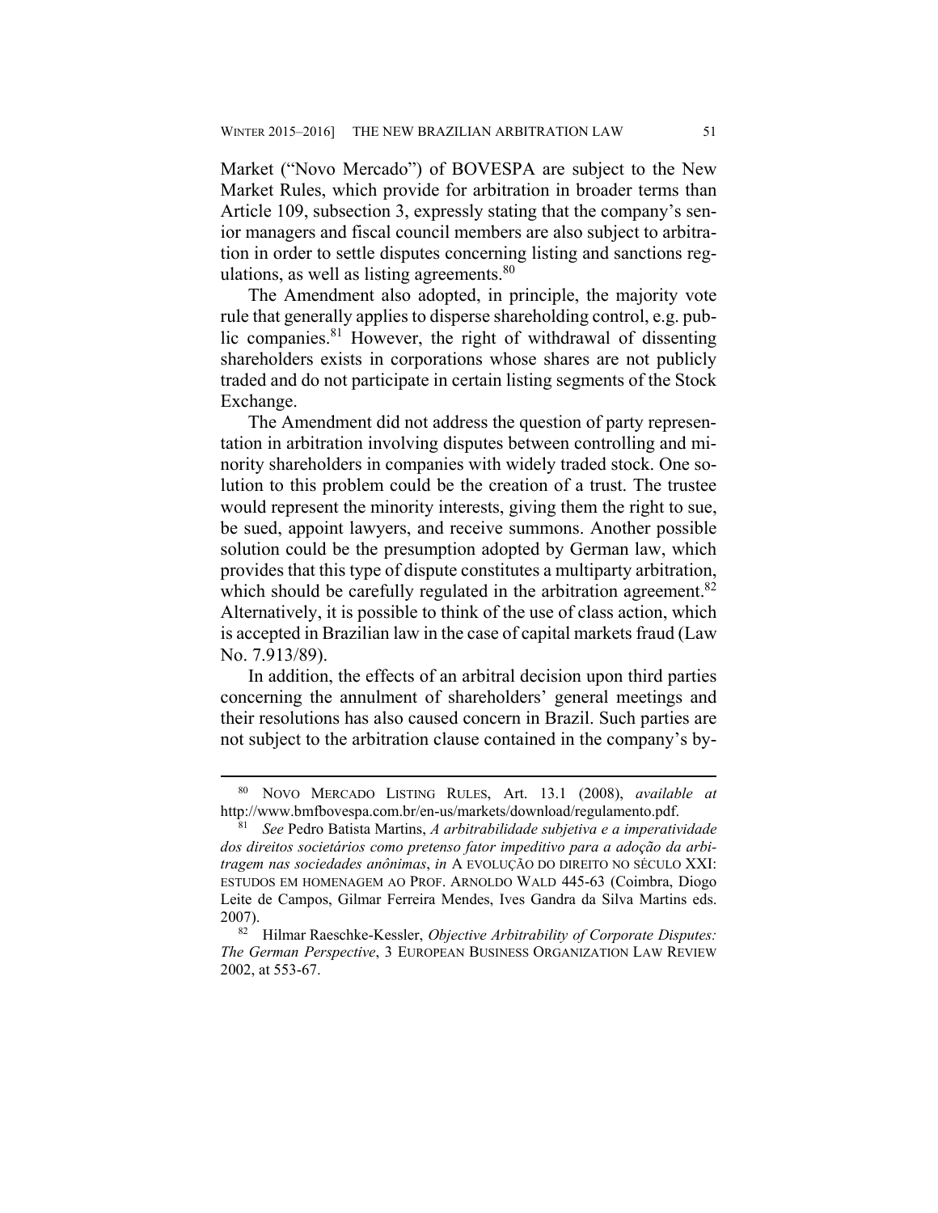Market ("Novo Mercado") of BOVESPA are subject to the New Market Rules, which provide for arbitration in broader terms than Article 109, subsection 3, expressly stating that the company's senior managers and fiscal council members are also subject to arbitration in order to settle disputes concerning listing and sanctions regulations, as well as listing agreements.[80]

The Amendment also adopted, in principle, the majority vote rule that generally applies to disperse shareholding control, e.g. public companies.[81] However, the right of withdrawal of dissenting shareholders exists in corporations whose shares are not publicly traded and do not participate in certain listing segments of the Stock Exchange.

The Amendment did not address the question of party representation in arbitration involving disputes between controlling and minority shareholders in companies with widely traded stock. One solution to this problem could be the creation of a trust. The trustee would represent the minority interests, giving them the right to sue, be sued, appoint lawyers, and receive summons. Another possible solution could be the presumption adopted by German law, which provides that this type of dispute constitutes a multiparty arbitration, which should be carefully regulated in the arbitration agreement.[82] Alternatively, it is possible to think of the use of class action, which is accepted in Brazilian law in the case of capital markets fraud (Law No. 7.913/89).

In addition, the effects of an arbitral decision upon third parties concerning the annulment of shareholders' general meetings and their resolutions has also caused concern in Brazil. Such parties are not subject to the arbitration clause contained in the company's by-

---

[80] NOVO MERCADO LISTING RULES, Art. 13.1 (2008), *available at* http://www.bmfbovespa.com.br/en-us/markets/download/regulamento.pdf.

[81] *See* Pedro Batista Martins, *A arbitrabilidade subjetiva e a imperatividade dos direitos societários como pretenso fator impeditivo para a adoção da arbitragem nas sociedades anônimas*, *in* A EVOLUÇÃO DO DIREITO NO SÉCULO XXI: ESTUDOS EM HOMENAGEM AO PROF. ARNOLDO WALD 445-63 (Coimbra, Diogo Leite de Campos, Gilmar Ferreira Mendes, Ives Gandra da Silva Martins eds. 2007).

[82] Hilmar Raeschke-Kessler, *Objective Arbitrability of Corporate Disputes: The German Perspective*, 3 EUROPEAN BUSINESS ORGANIZATION LAW REVIEW 2002, at 553-67.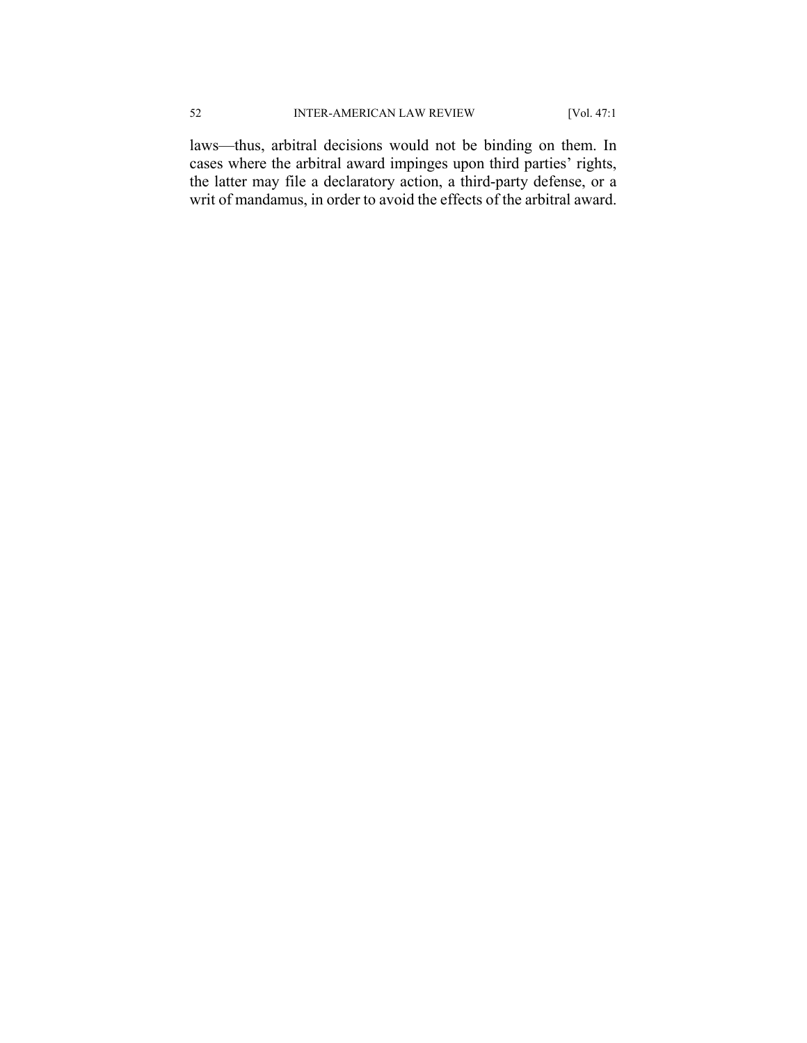laws—thus, arbitral decisions would not be binding on them. In cases where the arbitral award impinges upon third parties' rights, the latter may file a declaratory action, a third-party defense, or a writ of mandamus, in order to avoid the effects of the arbitral award.